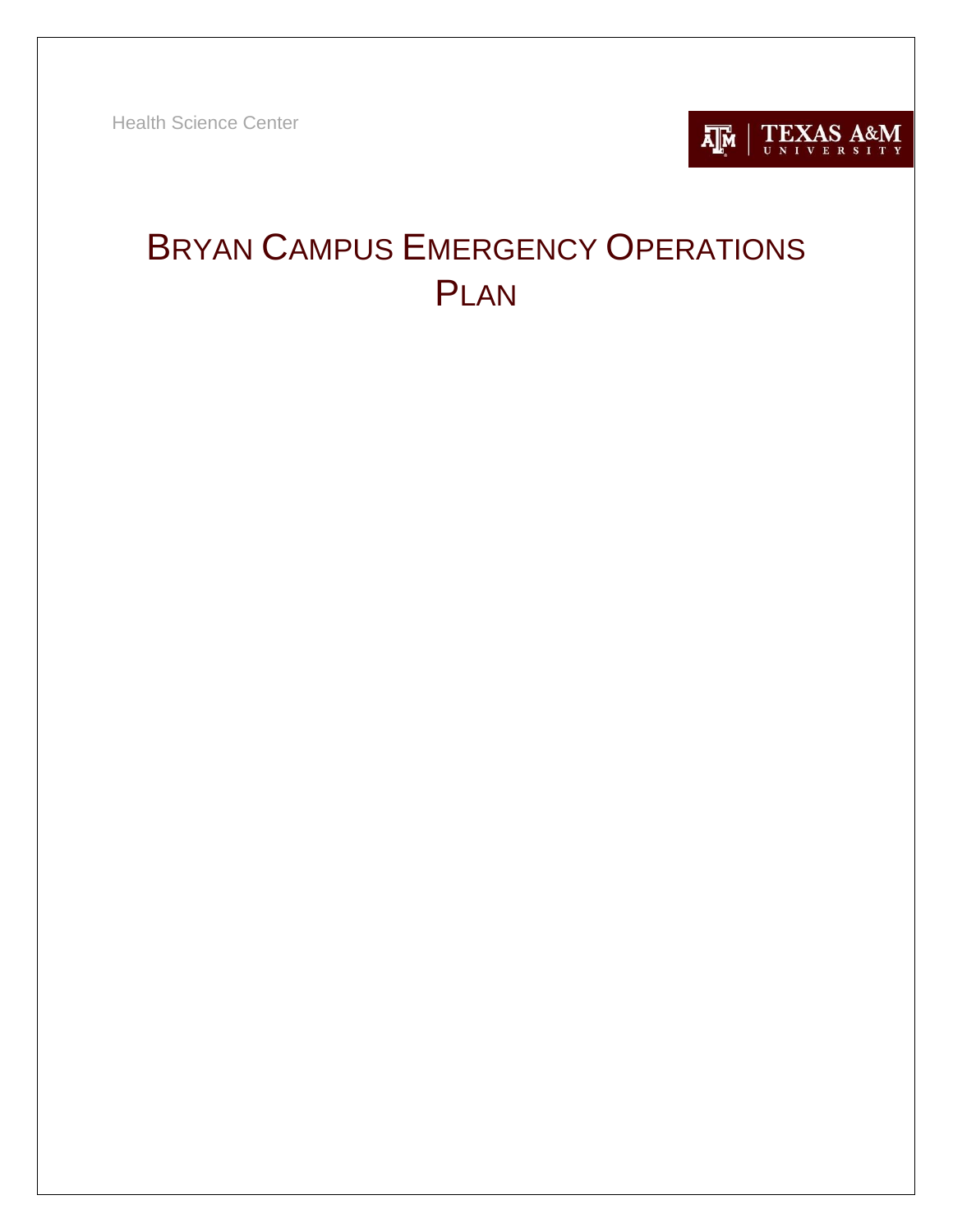Health Science Center

TEXAS A&M UNIVERSITY

# BRYAN CAMPUS EMERGENCY OPERATIONS PLAN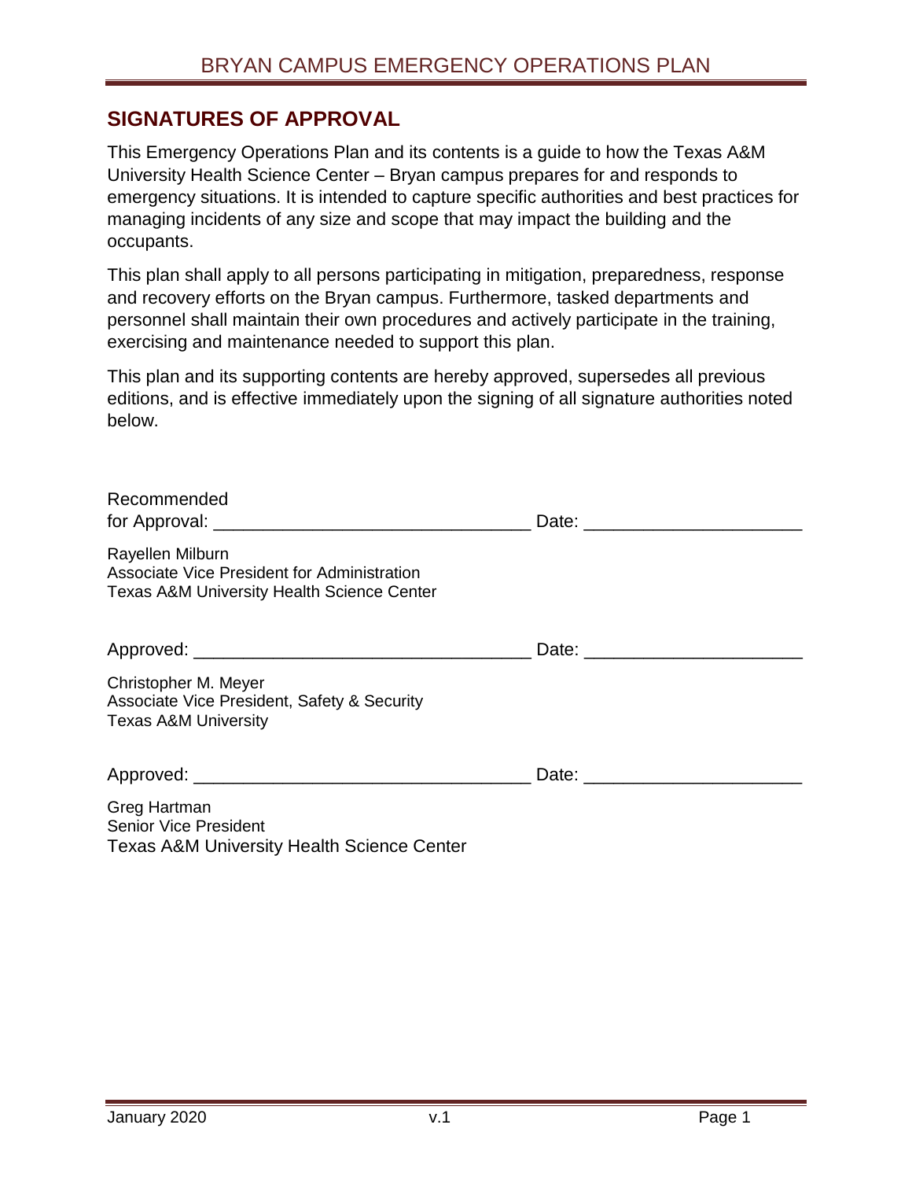## SIGNATURES OF APPROVAL

This Emergency Operations Plan and its contents is a guide to how the Texas A&M University Health Science Center – Bryan campus prepares for and responds to emergency situations. It is intended to capture specific authorities and best practices for managing incidents of any size and scope that may impact the building and the occupants.

This plan shall apply to all persons participating in mitigation, preparedness, response and recovery efforts on the Bryan campus. Furthermore, tasked departments and personnel shall maintain their own procedures and actively participate in the training, exercising and maintenance needed to support this plan.

This plan and its supporting contents are hereby approved, supersedes all previous editions, and is effective immediately upon the signing of all signature authorities noted below.

Recommended
for Approval: ________________________________ Date: ______________________

Rayellen Milburn
Associate Vice President for Administration
Texas A&M University Health Science Center

Approved: __________________________________ Date: ______________________

Christopher M. Meyer
Associate Vice President, Safety & Security
Texas A&M University

Approved: __________________________________ Date: ______________________

Greg Hartman
Senior Vice President
Texas A&M University Health Science Center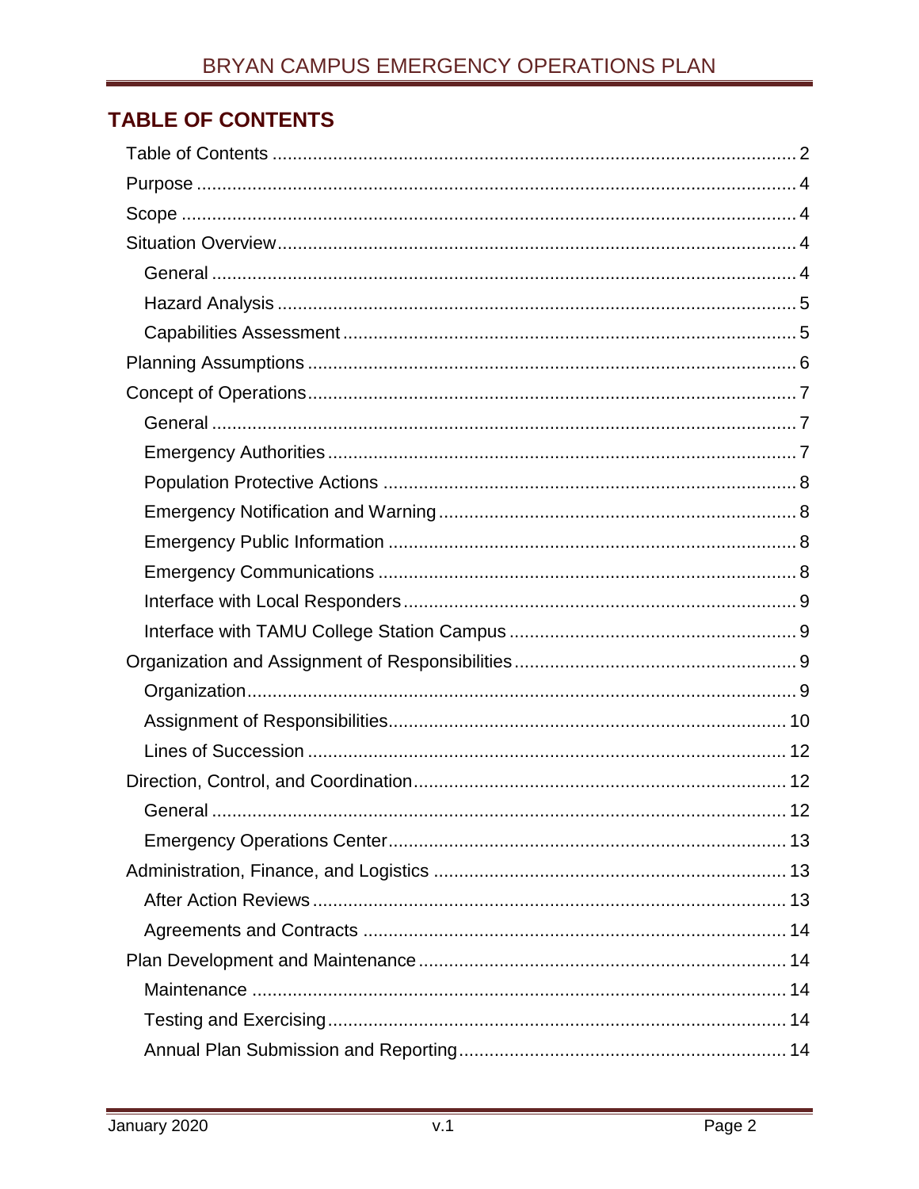## TABLE OF CONTENTS

- Table of Contents ........ 2
- Purpose ........ 4
- Scope ........ 4
- Situation Overview ........ 4
  - General ........ 4
  - Hazard Analysis ........ 5
  - Capabilities Assessment ........ 5
- Planning Assumptions ........ 6
- Concept of Operations ........ 7
  - General ........ 7
  - Emergency Authorities ........ 7
  - Population Protective Actions ........ 8
  - Emergency Notification and Warning ........ 8
  - Emergency Public Information ........ 8
  - Emergency Communications ........ 8
  - Interface with Local Responders ........ 9
  - Interface with TAMU College Station Campus ........ 9
- Organization and Assignment of Responsibilities ........ 9
  - Organization ........ 9
  - Assignment of Responsibilities ........ 10
  - Lines of Succession ........ 12
- Direction, Control, and Coordination ........ 12
  - General ........ 12
  - Emergency Operations Center ........ 13
- Administration, Finance, and Logistics ........ 13
  - After Action Reviews ........ 13
  - Agreements and Contracts ........ 14
- Plan Development and Maintenance ........ 14
  - Maintenance ........ 14
  - Testing and Exercising ........ 14
  - Annual Plan Submission and Reporting ........ 14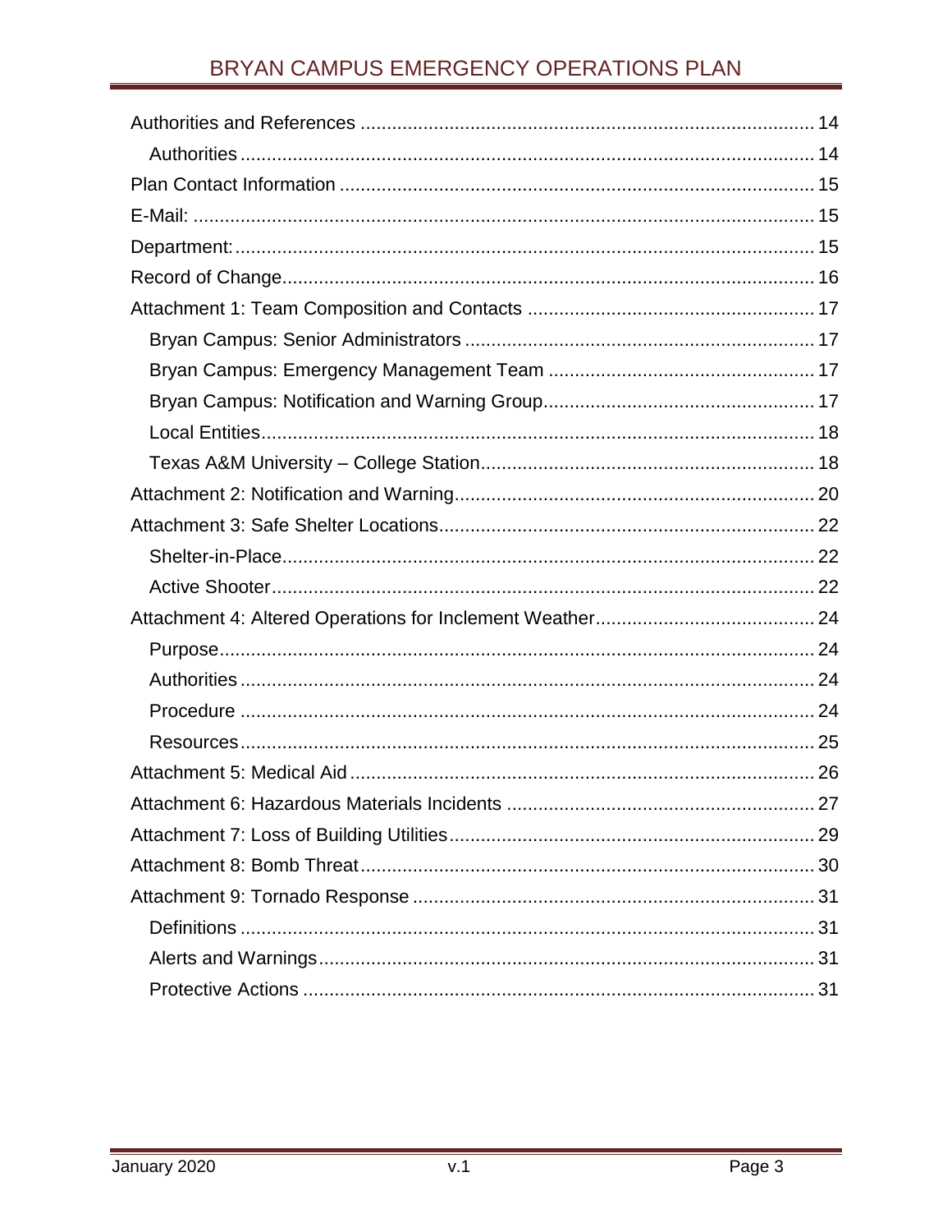- Authorities and References ... 14
  - Authorities ... 14
- Plan Contact Information ... 15
- E-Mail: ... 15
- Department: ... 15
- Record of Change ... 16
- Attachment 1: Team Composition and Contacts ... 17
  - Bryan Campus: Senior Administrators ... 17
  - Bryan Campus: Emergency Management Team ... 17
  - Bryan Campus: Notification and Warning Group ... 17
  - Local Entities ... 18
  - Texas A&M University – College Station ... 18
- Attachment 2: Notification and Warning ... 20
- Attachment 3: Safe Shelter Locations ... 22
  - Shelter-in-Place ... 22
  - Active Shooter ... 22
- Attachment 4: Altered Operations for Inclement Weather ... 24
  - Purpose ... 24
  - Authorities ... 24
  - Procedure ... 24
  - Resources ... 25
- Attachment 5: Medical Aid ... 26
- Attachment 6: Hazardous Materials Incidents ... 27
- Attachment 7: Loss of Building Utilities ... 29
- Attachment 8: Bomb Threat ... 30
- Attachment 9: Tornado Response ... 31
  - Definitions ... 31
  - Alerts and Warnings ... 31
  - Protective Actions ... 31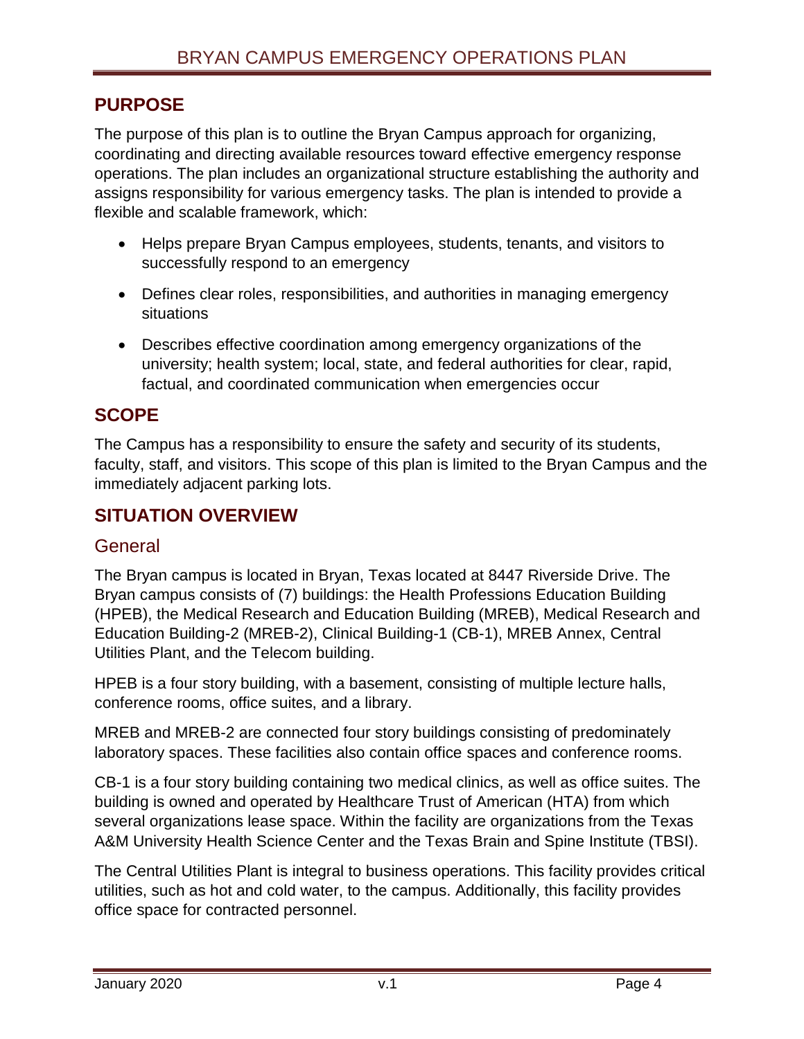## PURPOSE

The purpose of this plan is to outline the Bryan Campus approach for organizing, coordinating and directing available resources toward effective emergency response operations. The plan includes an organizational structure establishing the authority and assigns responsibility for various emergency tasks. The plan is intended to provide a flexible and scalable framework, which:

- Helps prepare Bryan Campus employees, students, tenants, and visitors to successfully respond to an emergency
- Defines clear roles, responsibilities, and authorities in managing emergency situations
- Describes effective coordination among emergency organizations of the university; health system; local, state, and federal authorities for clear, rapid, factual, and coordinated communication when emergencies occur

## SCOPE

The Campus has a responsibility to ensure the safety and security of its students, faculty, staff, and visitors. This scope of this plan is limited to the Bryan Campus and the immediately adjacent parking lots.

## SITUATION OVERVIEW

### General

The Bryan campus is located in Bryan, Texas located at 8447 Riverside Drive. The Bryan campus consists of (7) buildings: the Health Professions Education Building (HPEB), the Medical Research and Education Building (MREB), Medical Research and Education Building-2 (MREB-2), Clinical Building-1 (CB-1), MREB Annex, Central Utilities Plant, and the Telecom building.

HPEB is a four story building, with a basement, consisting of multiple lecture halls, conference rooms, office suites, and a library.

MREB and MREB-2 are connected four story buildings consisting of predominately laboratory spaces. These facilities also contain office spaces and conference rooms.

CB-1 is a four story building containing two medical clinics, as well as office suites. The building is owned and operated by Healthcare Trust of American (HTA) from which several organizations lease space. Within the facility are organizations from the Texas A&M University Health Science Center and the Texas Brain and Spine Institute (TBSI).

The Central Utilities Plant is integral to business operations. This facility provides critical utilities, such as hot and cold water, to the campus. Additionally, this facility provides office space for contracted personnel.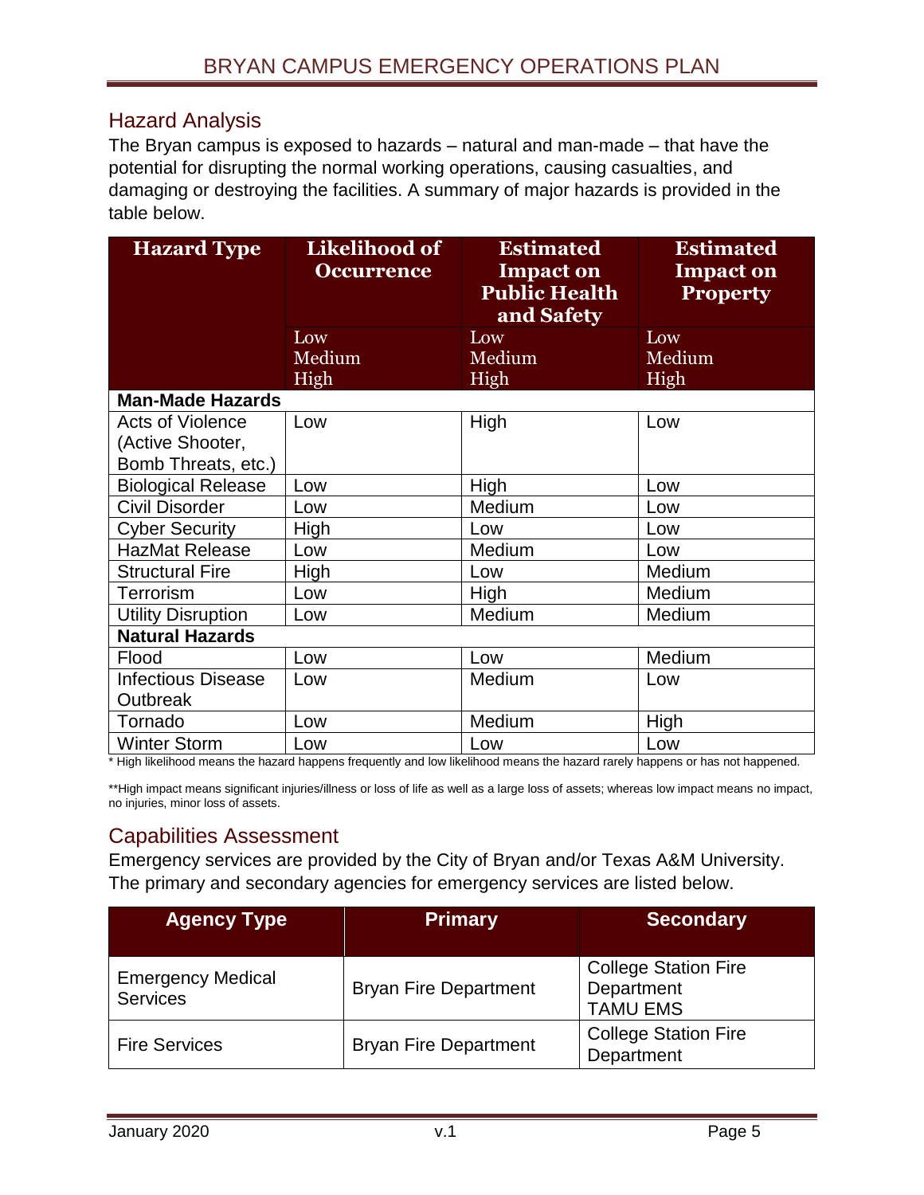## Hazard Analysis

The Bryan campus is exposed to hazards – natural and man-made – that have the potential for disrupting the normal working operations, causing casualties, and damaging or destroying the facilities. A summary of major hazards is provided in the table below.

| Hazard Type | Likelihood of Occurrence | Estimated Impact on Public Health and Safety | Estimated Impact on Property |
|---|---|---|---|
| | Low<br>Medium<br>High | Low<br>Medium<br>High | Low<br>Medium<br>High |
| **Man-Made Hazards** | | | |
| Acts of Violence (Active Shooter, Bomb Threats, etc.) | Low | High | Low |
| Biological Release | Low | High | Low |
| Civil Disorder | Low | Medium | Low |
| Cyber Security | High | Low | Low |
| HazMat Release | Low | Medium | Low |
| Structural Fire | High | Low | Medium |
| Terrorism | Low | High | Medium |
| Utility Disruption | Low | Medium | Medium |
| **Natural Hazards** | | | |
| Flood | Low | Low | Medium |
| Infectious Disease Outbreak | Low | Medium | Low |
| Tornado | Low | Medium | High |
| Winter Storm | Low | Low | Low |

* High likelihood means the hazard happens frequently and low likelihood means the hazard rarely happens or has not happened.

**High impact means significant injuries/illness or loss of life as well as a large loss of assets; whereas low impact means no impact, no injuries, minor loss of assets.

## Capabilities Assessment

Emergency services are provided by the City of Bryan and/or Texas A&M University. The primary and secondary agencies for emergency services are listed below.

| Agency Type | Primary | Secondary |
|---|---|---|
| Emergency Medical Services | Bryan Fire Department | College Station Fire Department<br>TAMU EMS |
| Fire Services | Bryan Fire Department | College Station Fire Department |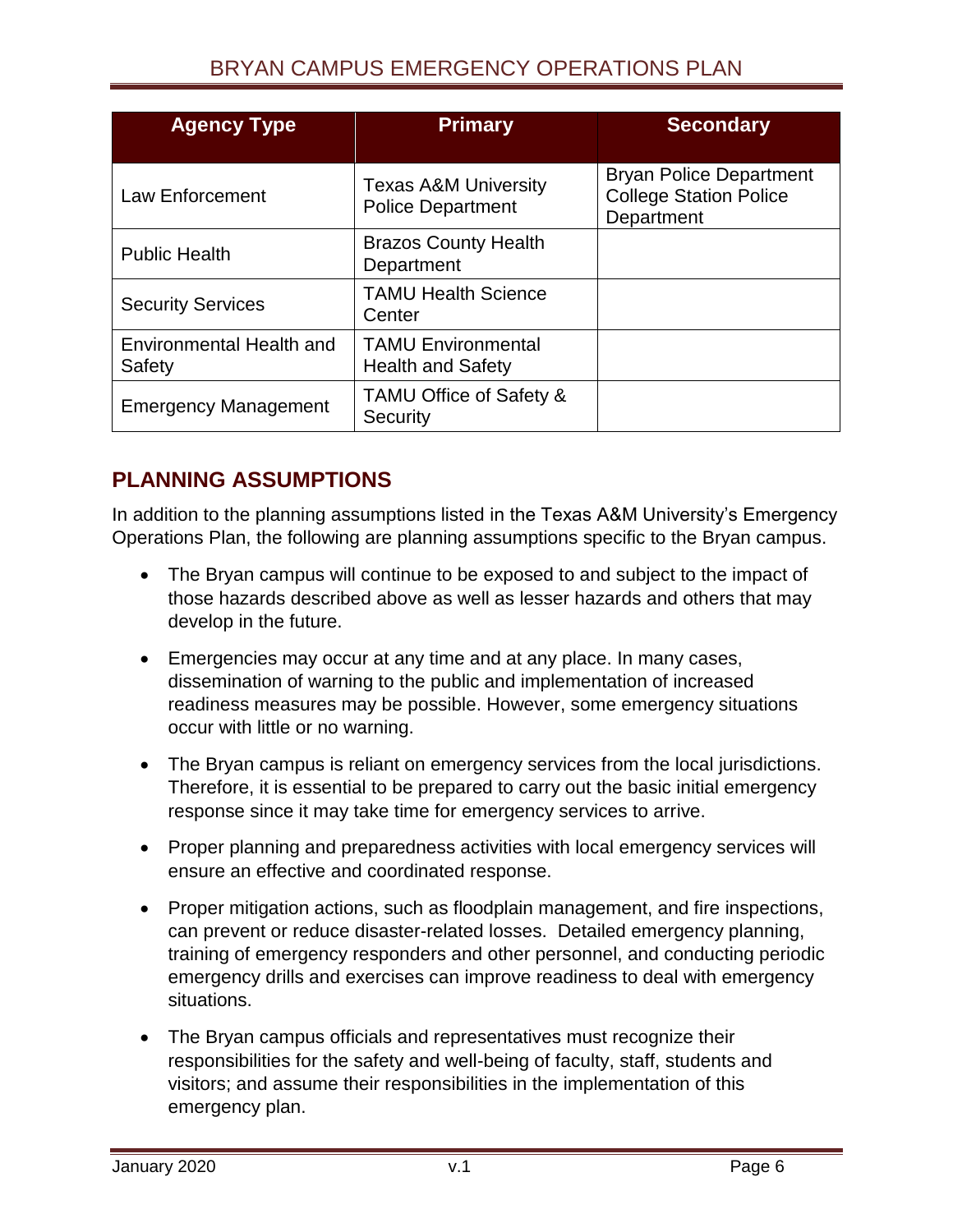| Agency Type | Primary | Secondary |
|---|---|---|
| Law Enforcement | Texas A&M University Police Department | Bryan Police Department College Station Police Department |
| Public Health | Brazos County Health Department | |
| Security Services | TAMU Health Science Center | |
| Environmental Health and Safety | TAMU Environmental Health and Safety | |
| Emergency Management | TAMU Office of Safety & Security | |

## PLANNING ASSUMPTIONS

In addition to the planning assumptions listed in the Texas A&M University's Emergency Operations Plan, the following are planning assumptions specific to the Bryan campus.

- The Bryan campus will continue to be exposed to and subject to the impact of those hazards described above as well as lesser hazards and others that may develop in the future.
- Emergencies may occur at any time and at any place. In many cases, dissemination of warning to the public and implementation of increased readiness measures may be possible. However, some emergency situations occur with little or no warning.
- The Bryan campus is reliant on emergency services from the local jurisdictions. Therefore, it is essential to be prepared to carry out the basic initial emergency response since it may take time for emergency services to arrive.
- Proper planning and preparedness activities with local emergency services will ensure an effective and coordinated response.
- Proper mitigation actions, such as floodplain management, and fire inspections, can prevent or reduce disaster-related losses. Detailed emergency planning, training of emergency responders and other personnel, and conducting periodic emergency drills and exercises can improve readiness to deal with emergency situations.
- The Bryan campus officials and representatives must recognize their responsibilities for the safety and well-being of faculty, staff, students and visitors; and assume their responsibilities in the implementation of this emergency plan.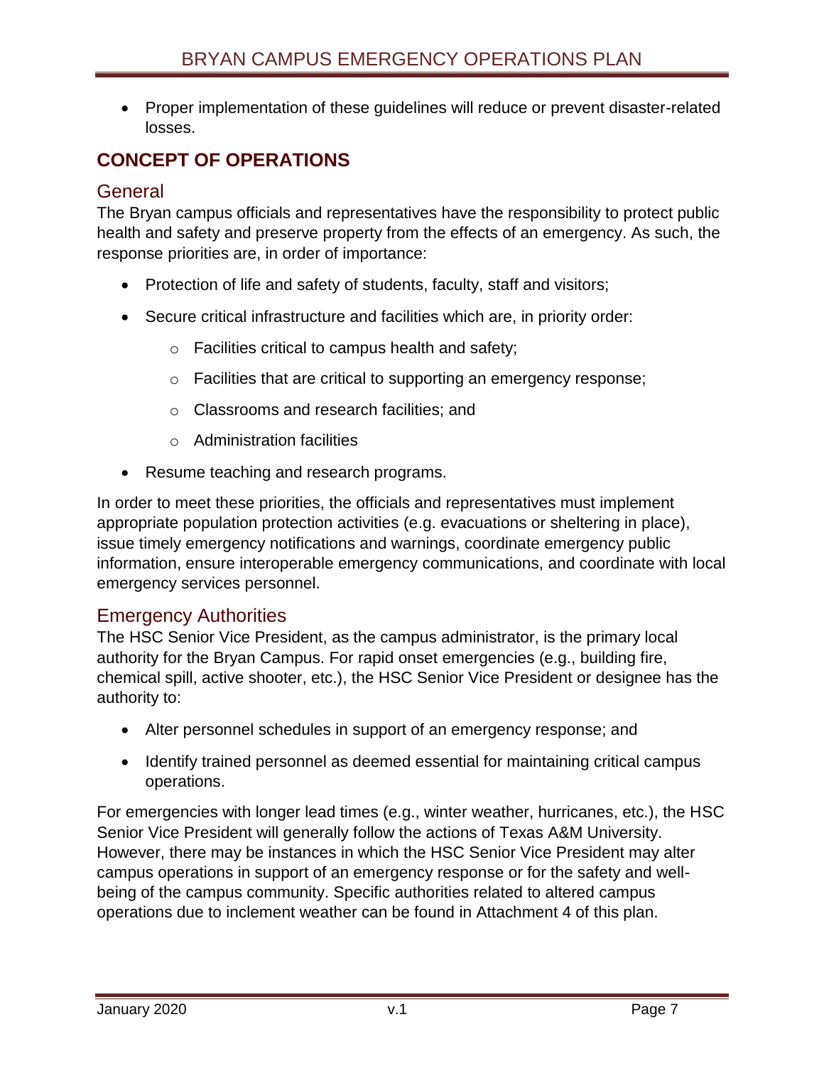- Proper implementation of these guidelines will reduce or prevent disaster-related losses.

## CONCEPT OF OPERATIONS

### General

The Bryan campus officials and representatives have the responsibility to protect public health and safety and preserve property from the effects of an emergency. As such, the response priorities are, in order of importance:

- Protection of life and safety of students, faculty, staff and visitors;
- Secure critical infrastructure and facilities which are, in priority order:
  - Facilities critical to campus health and safety;
  - Facilities that are critical to supporting an emergency response;
  - Classrooms and research facilities; and
  - Administration facilities
- Resume teaching and research programs.

In order to meet these priorities, the officials and representatives must implement appropriate population protection activities (e.g. evacuations or sheltering in place), issue timely emergency notifications and warnings, coordinate emergency public information, ensure interoperable emergency communications, and coordinate with local emergency services personnel.

### Emergency Authorities

The HSC Senior Vice President, as the campus administrator, is the primary local authority for the Bryan Campus. For rapid onset emergencies (e.g., building fire, chemical spill, active shooter, etc.), the HSC Senior Vice President or designee has the authority to:

- Alter personnel schedules in support of an emergency response; and
- Identify trained personnel as deemed essential for maintaining critical campus operations.

For emergencies with longer lead times (e.g., winter weather, hurricanes, etc.), the HSC Senior Vice President will generally follow the actions of Texas A&M University. However, there may be instances in which the HSC Senior Vice President may alter campus operations in support of an emergency response or for the safety and well-being of the campus community. Specific authorities related to altered campus operations due to inclement weather can be found in Attachment 4 of this plan.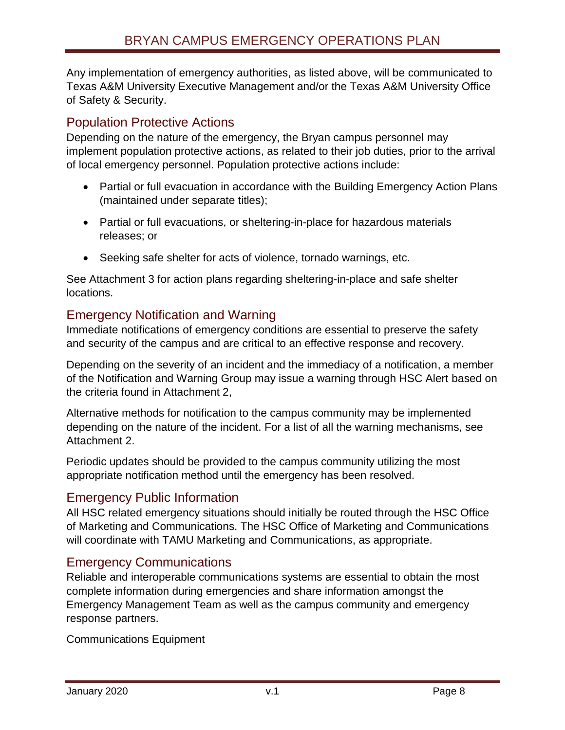Any implementation of emergency authorities, as listed above, will be communicated to Texas A&M University Executive Management and/or the Texas A&M University Office of Safety & Security.

## Population Protective Actions

Depending on the nature of the emergency, the Bryan campus personnel may implement population protective actions, as related to their job duties, prior to the arrival of local emergency personnel. Population protective actions include:

- Partial or full evacuation in accordance with the Building Emergency Action Plans (maintained under separate titles);
- Partial or full evacuations, or sheltering-in-place for hazardous materials releases; or
- Seeking safe shelter for acts of violence, tornado warnings, etc.

See Attachment 3 for action plans regarding sheltering-in-place and safe shelter locations.

## Emergency Notification and Warning

Immediate notifications of emergency conditions are essential to preserve the safety and security of the campus and are critical to an effective response and recovery.

Depending on the severity of an incident and the immediacy of a notification, a member of the Notification and Warning Group may issue a warning through HSC Alert based on the criteria found in Attachment 2,

Alternative methods for notification to the campus community may be implemented depending on the nature of the incident. For a list of all the warning mechanisms, see Attachment 2.

Periodic updates should be provided to the campus community utilizing the most appropriate notification method until the emergency has been resolved.

## Emergency Public Information

All HSC related emergency situations should initially be routed through the HSC Office of Marketing and Communications. The HSC Office of Marketing and Communications will coordinate with TAMU Marketing and Communications, as appropriate.

## Emergency Communications

Reliable and interoperable communications systems are essential to obtain the most complete information during emergencies and share information amongst the Emergency Management Team as well as the campus community and emergency response partners.

Communications Equipment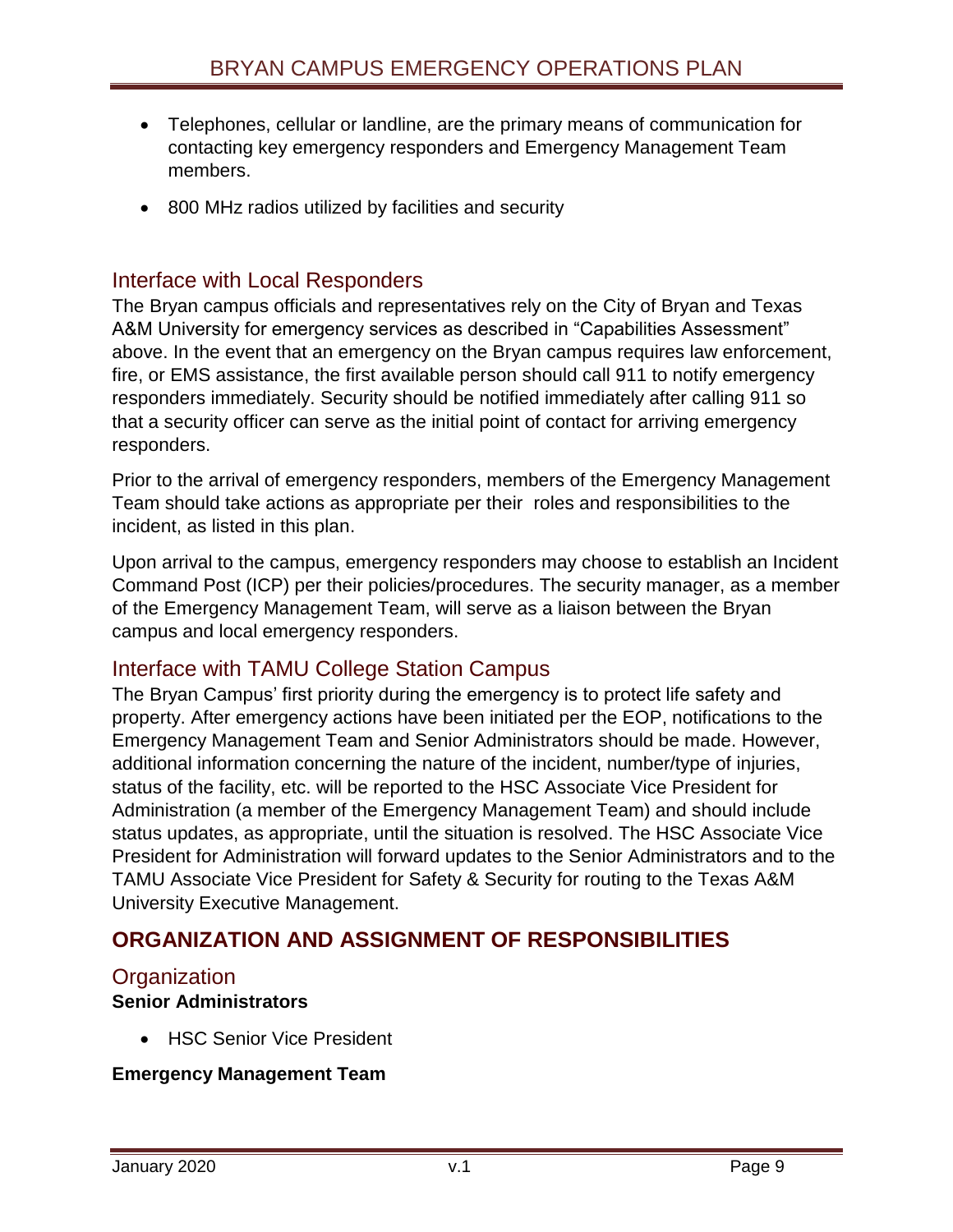- Telephones, cellular or landline, are the primary means of communication for contacting key emergency responders and Emergency Management Team members.
- 800 MHz radios utilized by facilities and security

## Interface with Local Responders

The Bryan campus officials and representatives rely on the City of Bryan and Texas A&M University for emergency services as described in "Capabilities Assessment" above. In the event that an emergency on the Bryan campus requires law enforcement, fire, or EMS assistance, the first available person should call 911 to notify emergency responders immediately. Security should be notified immediately after calling 911 so that a security officer can serve as the initial point of contact for arriving emergency responders.

Prior to the arrival of emergency responders, members of the Emergency Management Team should take actions as appropriate per their roles and responsibilities to the incident, as listed in this plan.

Upon arrival to the campus, emergency responders may choose to establish an Incident Command Post (ICP) per their policies/procedures. The security manager, as a member of the Emergency Management Team, will serve as a liaison between the Bryan campus and local emergency responders.

## Interface with TAMU College Station Campus

The Bryan Campus' first priority during the emergency is to protect life safety and property. After emergency actions have been initiated per the EOP, notifications to the Emergency Management Team and Senior Administrators should be made. However, additional information concerning the nature of the incident, number/type of injuries, status of the facility, etc. will be reported to the HSC Associate Vice President for Administration (a member of the Emergency Management Team) and should include status updates, as appropriate, until the situation is resolved. The HSC Associate Vice President for Administration will forward updates to the Senior Administrators and to the TAMU Associate Vice President for Safety & Security for routing to the Texas A&M University Executive Management.

# ORGANIZATION AND ASSIGNMENT OF RESPONSIBILITIES

## Organization

**Senior Administrators**

- HSC Senior Vice President

**Emergency Management Team**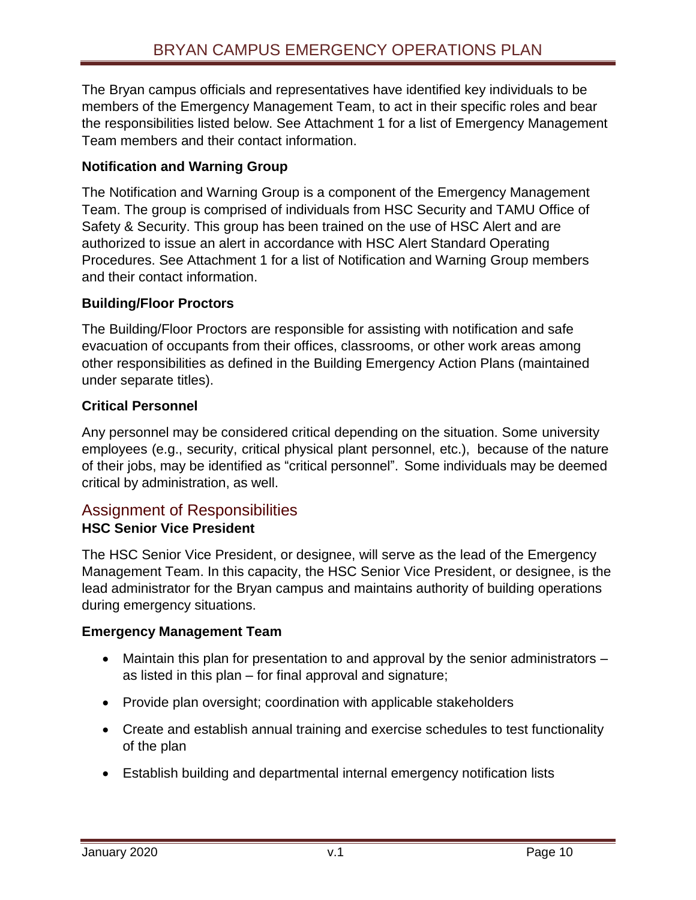The Bryan campus officials and representatives have identified key individuals to be members of the Emergency Management Team, to act in their specific roles and bear the responsibilities listed below. See Attachment 1 for a list of Emergency Management Team members and their contact information.

**Notification and Warning Group**

The Notification and Warning Group is a component of the Emergency Management Team. The group is comprised of individuals from HSC Security and TAMU Office of Safety & Security. This group has been trained on the use of HSC Alert and are authorized to issue an alert in accordance with HSC Alert Standard Operating Procedures. See Attachment 1 for a list of Notification and Warning Group members and their contact information.

**Building/Floor Proctors**

The Building/Floor Proctors are responsible for assisting with notification and safe evacuation of occupants from their offices, classrooms, or other work areas among other responsibilities as defined in the Building Emergency Action Plans (maintained under separate titles).

**Critical Personnel**

Any personnel may be considered critical depending on the situation. Some university employees (e.g., security, critical physical plant personnel, etc.), because of the nature of their jobs, may be identified as "critical personnel". Some individuals may be deemed critical by administration, as well.

## Assignment of Responsibilities

**HSC Senior Vice President**

The HSC Senior Vice President, or designee, will serve as the lead of the Emergency Management Team. In this capacity, the HSC Senior Vice President, or designee, is the lead administrator for the Bryan campus and maintains authority of building operations during emergency situations.

**Emergency Management Team**

- Maintain this plan for presentation to and approval by the senior administrators – as listed in this plan – for final approval and signature;
- Provide plan oversight; coordination with applicable stakeholders
- Create and establish annual training and exercise schedules to test functionality of the plan
- Establish building and departmental internal emergency notification lists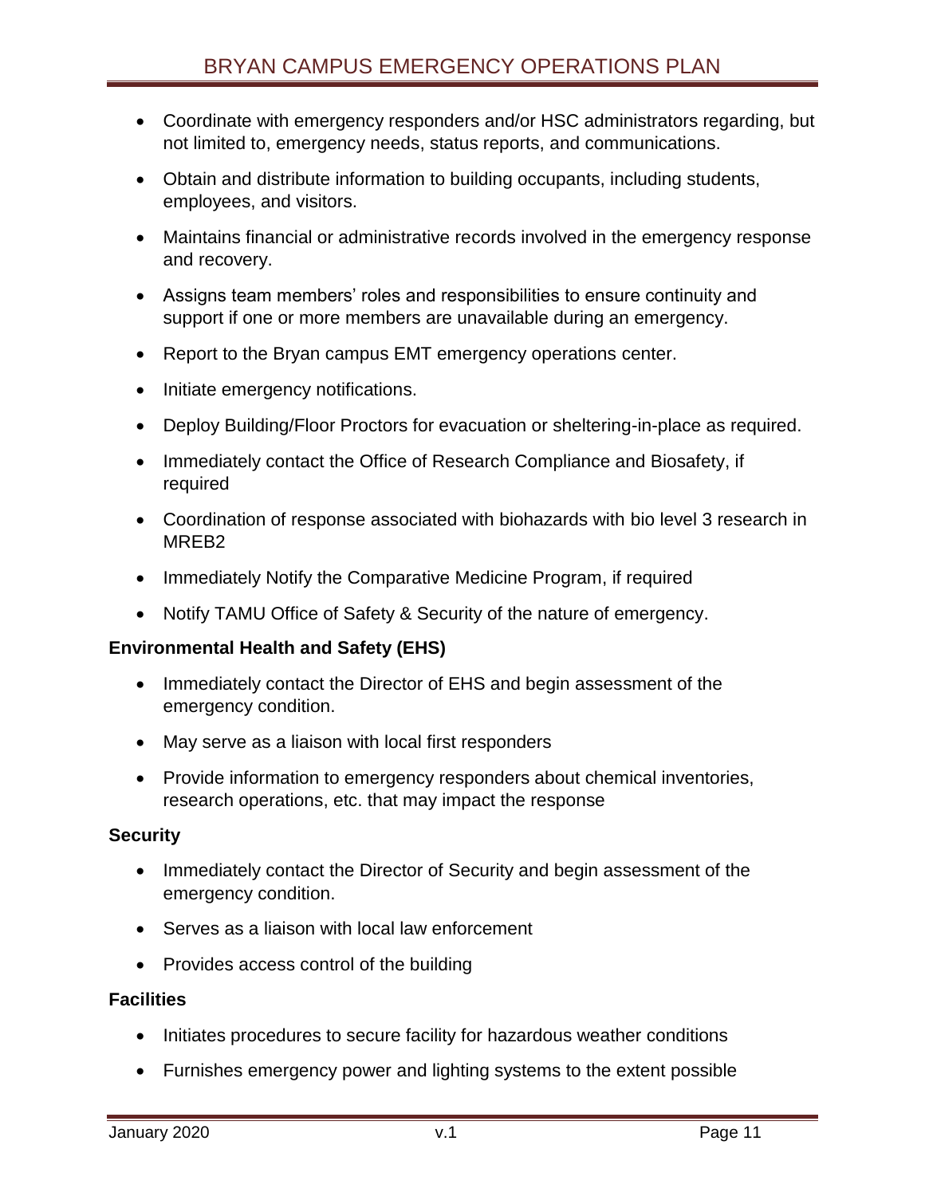- Coordinate with emergency responders and/or HSC administrators regarding, but not limited to, emergency needs, status reports, and communications.
- Obtain and distribute information to building occupants, including students, employees, and visitors.
- Maintains financial or administrative records involved in the emergency response and recovery.
- Assigns team members' roles and responsibilities to ensure continuity and support if one or more members are unavailable during an emergency.
- Report to the Bryan campus EMT emergency operations center.
- Initiate emergency notifications.
- Deploy Building/Floor Proctors for evacuation or sheltering-in-place as required.
- Immediately contact the Office of Research Compliance and Biosafety, if required
- Coordination of response associated with biohazards with bio level 3 research in MREB2
- Immediately Notify the Comparative Medicine Program, if required
- Notify TAMU Office of Safety & Security of the nature of emergency.

**Environmental Health and Safety (EHS)**

- Immediately contact the Director of EHS and begin assessment of the emergency condition.
- May serve as a liaison with local first responders
- Provide information to emergency responders about chemical inventories, research operations, etc. that may impact the response

**Security**

- Immediately contact the Director of Security and begin assessment of the emergency condition.
- Serves as a liaison with local law enforcement
- Provides access control of the building

**Facilities**

- Initiates procedures to secure facility for hazardous weather conditions
- Furnishes emergency power and lighting systems to the extent possible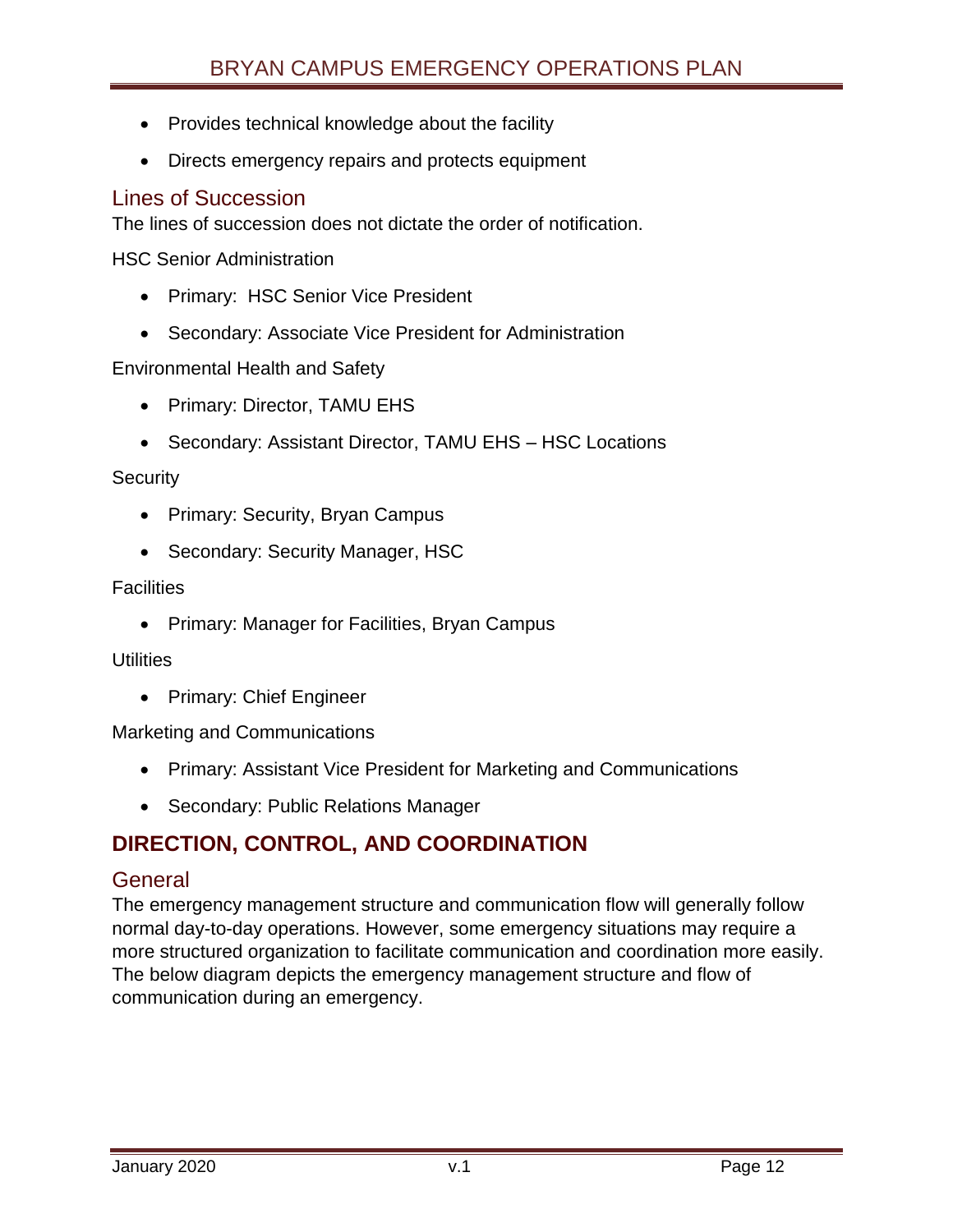- Provides technical knowledge about the facility
- Directs emergency repairs and protects equipment

### Lines of Succession

The lines of succession does not dictate the order of notification.

HSC Senior Administration

- Primary:  HSC Senior Vice President
- Secondary: Associate Vice President for Administration

Environmental Health and Safety

- Primary: Director, TAMU EHS
- Secondary: Assistant Director, TAMU EHS – HSC Locations

Security

- Primary: Security, Bryan Campus
- Secondary: Security Manager, HSC

Facilities

- Primary: Manager for Facilities, Bryan Campus

Utilities

- Primary: Chief Engineer

Marketing and Communications

- Primary: Assistant Vice President for Marketing and Communications
- Secondary: Public Relations Manager

## DIRECTION, CONTROL, AND COORDINATION

### General

The emergency management structure and communication flow will generally follow normal day-to-day operations. However, some emergency situations may require a more structured organization to facilitate communication and coordination more easily. The below diagram depicts the emergency management structure and flow of communication during an emergency.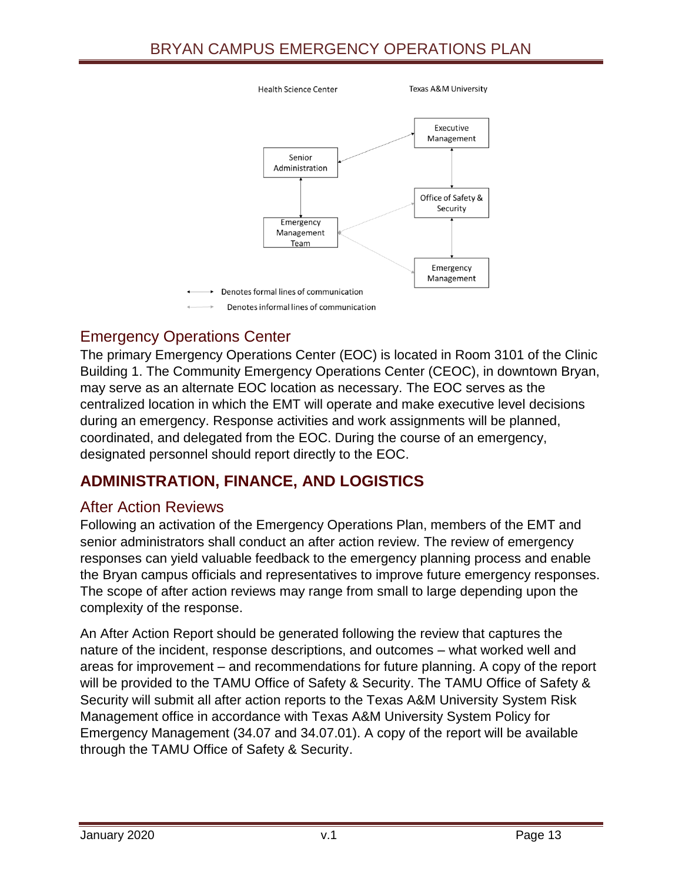Health Science Center

Texas A&M University

Executive Management

Senior Administration

Office of Safety & Security

Emergency Management Team

Emergency Management

Denotes formal lines of communication

Denotes informal lines of communication

## Emergency Operations Center

The primary Emergency Operations Center (EOC) is located in Room 3101 of the Clinic Building 1. The Community Emergency Operations Center (CEOC), in downtown Bryan, may serve as an alternate EOC location as necessary. The EOC serves as the centralized location in which the EMT will operate and make executive level decisions during an emergency. Response activities and work assignments will be planned, coordinated, and delegated from the EOC. During the course of an emergency, designated personnel should report directly to the EOC.

# ADMINISTRATION, FINANCE, AND LOGISTICS

## After Action Reviews

Following an activation of the Emergency Operations Plan, members of the EMT and senior administrators shall conduct an after action review. The review of emergency responses can yield valuable feedback to the emergency planning process and enable the Bryan campus officials and representatives to improve future emergency responses. The scope of after action reviews may range from small to large depending upon the complexity of the response.

An After Action Report should be generated following the review that captures the nature of the incident, response descriptions, and outcomes – what worked well and areas for improvement – and recommendations for future planning. A copy of the report will be provided to the TAMU Office of Safety & Security. The TAMU Office of Safety & Security will submit all after action reports to the Texas A&M University System Risk Management office in accordance with Texas A&M University System Policy for Emergency Management (34.07 and 34.07.01). A copy of the report will be available through the TAMU Office of Safety & Security.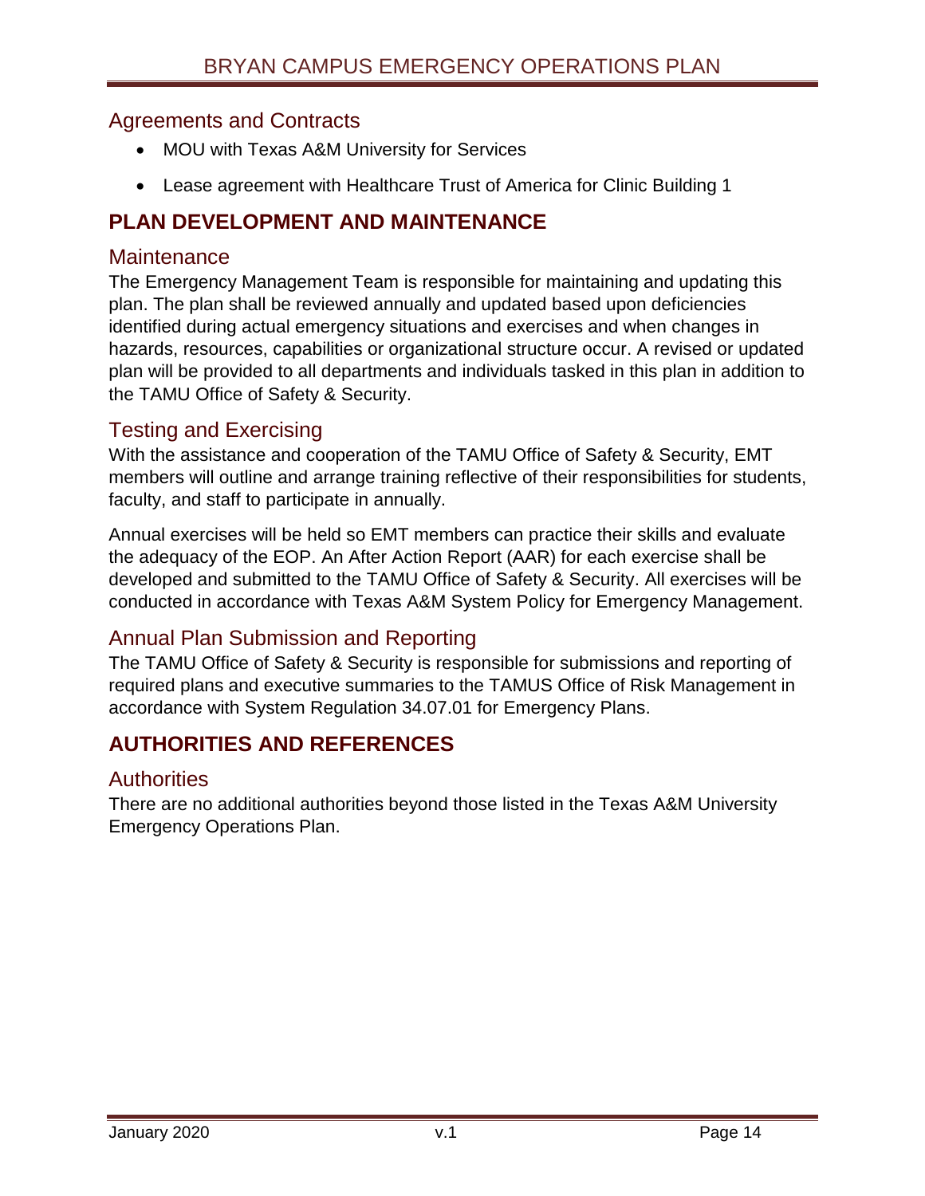### Agreements and Contracts

- MOU with Texas A&M University for Services
- Lease agreement with Healthcare Trust of America for Clinic Building 1

## PLAN DEVELOPMENT AND MAINTENANCE

### Maintenance

The Emergency Management Team is responsible for maintaining and updating this plan. The plan shall be reviewed annually and updated based upon deficiencies identified during actual emergency situations and exercises and when changes in hazards, resources, capabilities or organizational structure occur. A revised or updated plan will be provided to all departments and individuals tasked in this plan in addition to the TAMU Office of Safety & Security.

### Testing and Exercising

With the assistance and cooperation of the TAMU Office of Safety & Security, EMT members will outline and arrange training reflective of their responsibilities for students, faculty, and staff to participate in annually.

Annual exercises will be held so EMT members can practice their skills and evaluate the adequacy of the EOP. An After Action Report (AAR) for each exercise shall be developed and submitted to the TAMU Office of Safety & Security. All exercises will be conducted in accordance with Texas A&M System Policy for Emergency Management.

### Annual Plan Submission and Reporting

The TAMU Office of Safety & Security is responsible for submissions and reporting of required plans and executive summaries to the TAMUS Office of Risk Management in accordance with System Regulation 34.07.01 for Emergency Plans.

## AUTHORITIES AND REFERENCES

### Authorities

There are no additional authorities beyond those listed in the Texas A&M University Emergency Operations Plan.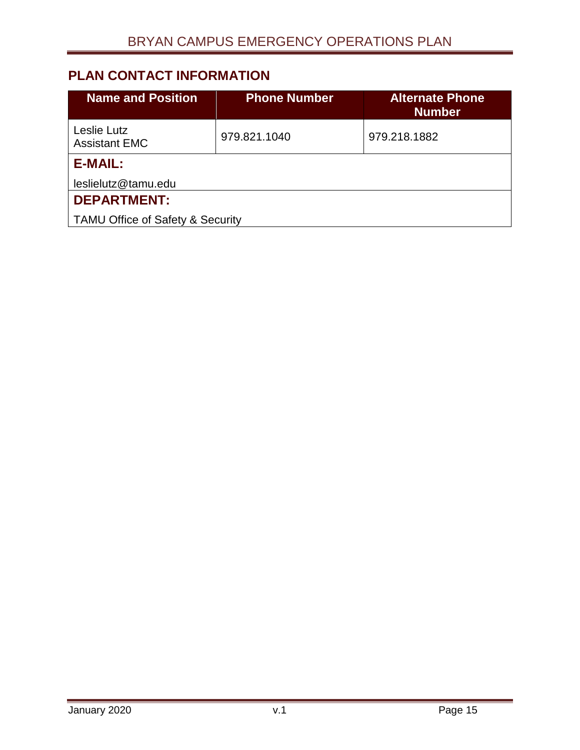## PLAN CONTACT INFORMATION

| Name and Position | Phone Number | Alternate Phone Number |
|---|---|---|
| Leslie Lutz<br>Assistant EMC | 979.821.1040 | 979.218.1882 |
| **E-MAIL:**<br>leslielutz@tamu.edu | | |
| **DEPARTMENT:**<br>TAMU Office of Safety & Security | | |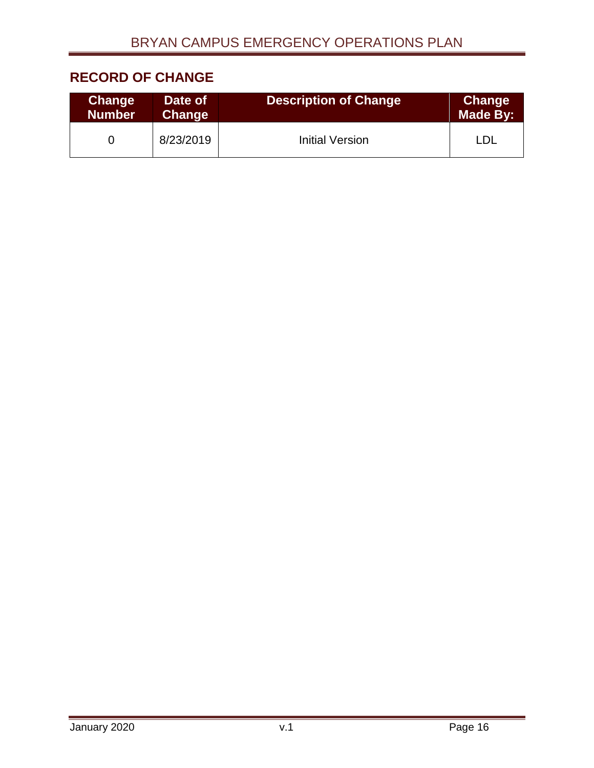## RECORD OF CHANGE

| Change Number | Date of Change | Description of Change | Change Made By: |
|---|---|---|---|
| 0 | 8/23/2019 | Initial Version | LDL |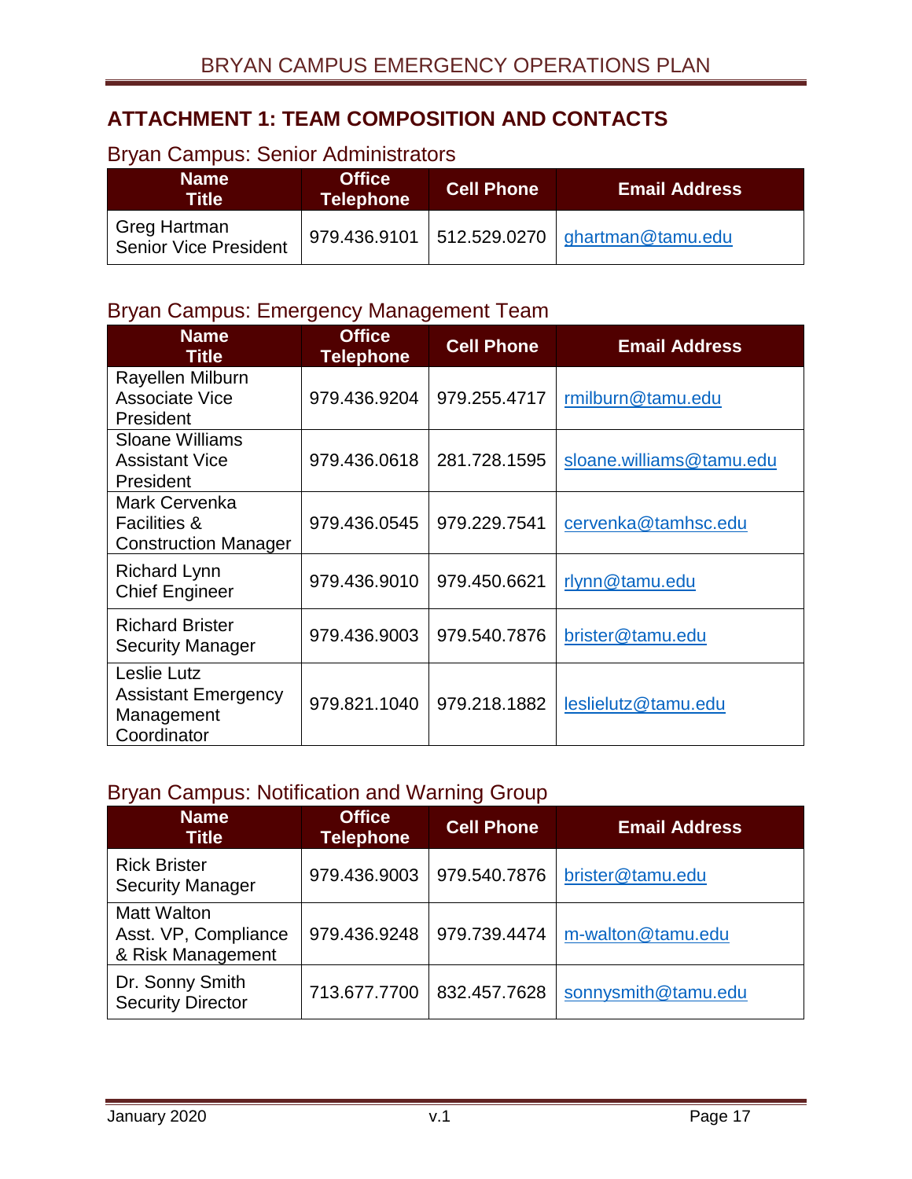## ATTACHMENT 1: TEAM COMPOSITION AND CONTACTS

### Bryan Campus: Senior Administrators

| Name Title | Office Telephone | Cell Phone | Email Address |
|---|---|---|---|
| Greg Hartman Senior Vice President | 979.436.9101 | 512.529.0270 | ghartman@tamu.edu |

### Bryan Campus: Emergency Management Team

| Name Title | Office Telephone | Cell Phone | Email Address |
|---|---|---|---|
| Rayellen Milburn Associate Vice President | 979.436.9204 | 979.255.4717 | rmilburn@tamu.edu |
| Sloane Williams Assistant Vice President | 979.436.0618 | 281.728.1595 | sloane.williams@tamu.edu |
| Mark Cervenka Facilities & Construction Manager | 979.436.0545 | 979.229.7541 | cervenka@tamhsc.edu |
| Richard Lynn Chief Engineer | 979.436.9010 | 979.450.6621 | rlynn@tamu.edu |
| Richard Brister Security Manager | 979.436.9003 | 979.540.7876 | brister@tamu.edu |
| Leslie Lutz Assistant Emergency Management Coordinator | 979.821.1040 | 979.218.1882 | leslielutz@tamu.edu |

### Bryan Campus: Notification and Warning Group

| Name Title | Office Telephone | Cell Phone | Email Address |
|---|---|---|---|
| Rick Brister Security Manager | 979.436.9003 | 979.540.7876 | brister@tamu.edu |
| Matt Walton Asst. VP, Compliance & Risk Management | 979.436.9248 | 979.739.4474 | m-walton@tamu.edu |
| Dr. Sonny Smith Security Director | 713.677.7700 | 832.457.7628 | sonnysmith@tamu.edu |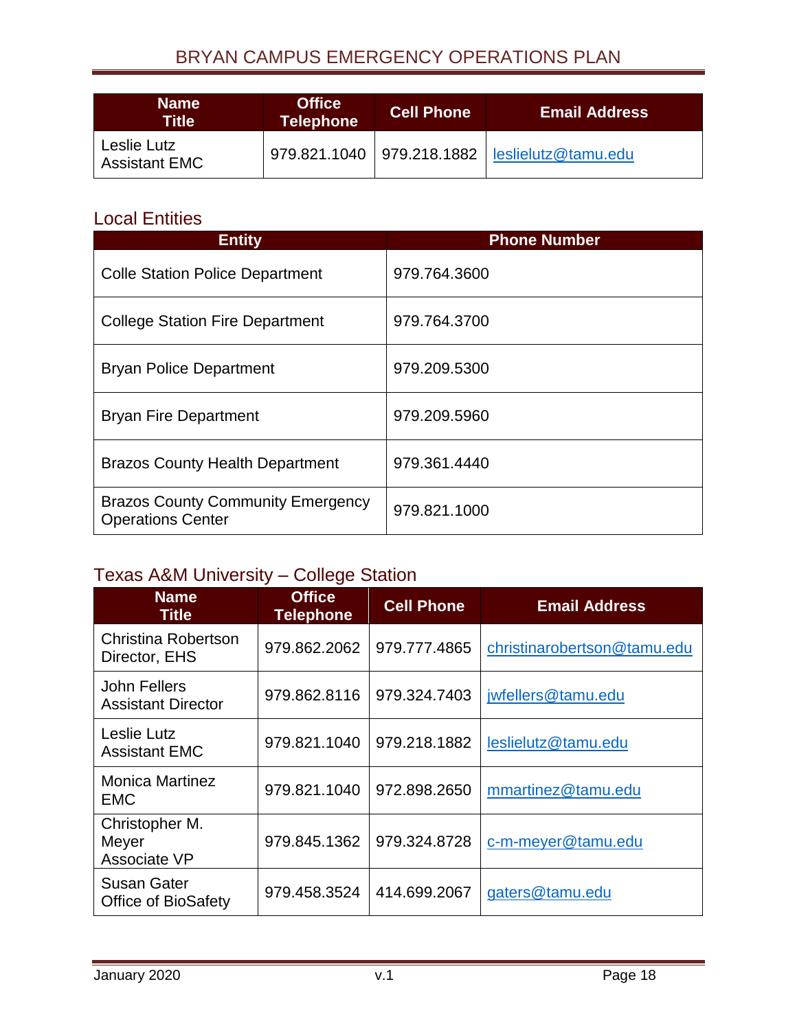| Name<br>Title | Office Telephone | Cell Phone | Email Address |
|---|---|---|---|
| Leslie Lutz<br>Assistant EMC | 979.821.1040 | 979.218.1882 | leslielutz@tamu.edu |

## Local Entities

| Entity | Phone Number |
|---|---|
| Colle Station Police Department | 979.764.3600 |
| College Station Fire Department | 979.764.3700 |
| Bryan Police Department | 979.209.5300 |
| Bryan Fire Department | 979.209.5960 |
| Brazos County Health Department | 979.361.4440 |
| Brazos County Community Emergency Operations Center | 979.821.1000 |

## Texas A&M University – College Station

| Name<br>Title | Office Telephone | Cell Phone | Email Address |
|---|---|---|---|
| Christina Robertson<br>Director, EHS | 979.862.2062 | 979.777.4865 | christinarobertson@tamu.edu |
| John Fellers<br>Assistant Director | 979.862.8116 | 979.324.7403 | jwfellers@tamu.edu |
| Leslie Lutz<br>Assistant EMC | 979.821.1040 | 979.218.1882 | leslielutz@tamu.edu |
| Monica Martinez<br>EMC | 979.821.1040 | 972.898.2650 | mmartinez@tamu.edu |
| Christopher M. Meyer<br>Associate VP | 979.845.1362 | 979.324.8728 | c-m-meyer@tamu.edu |
| Susan Gater<br>Office of BioSafety | 979.458.3524 | 414.699.2067 | gaters@tamu.edu |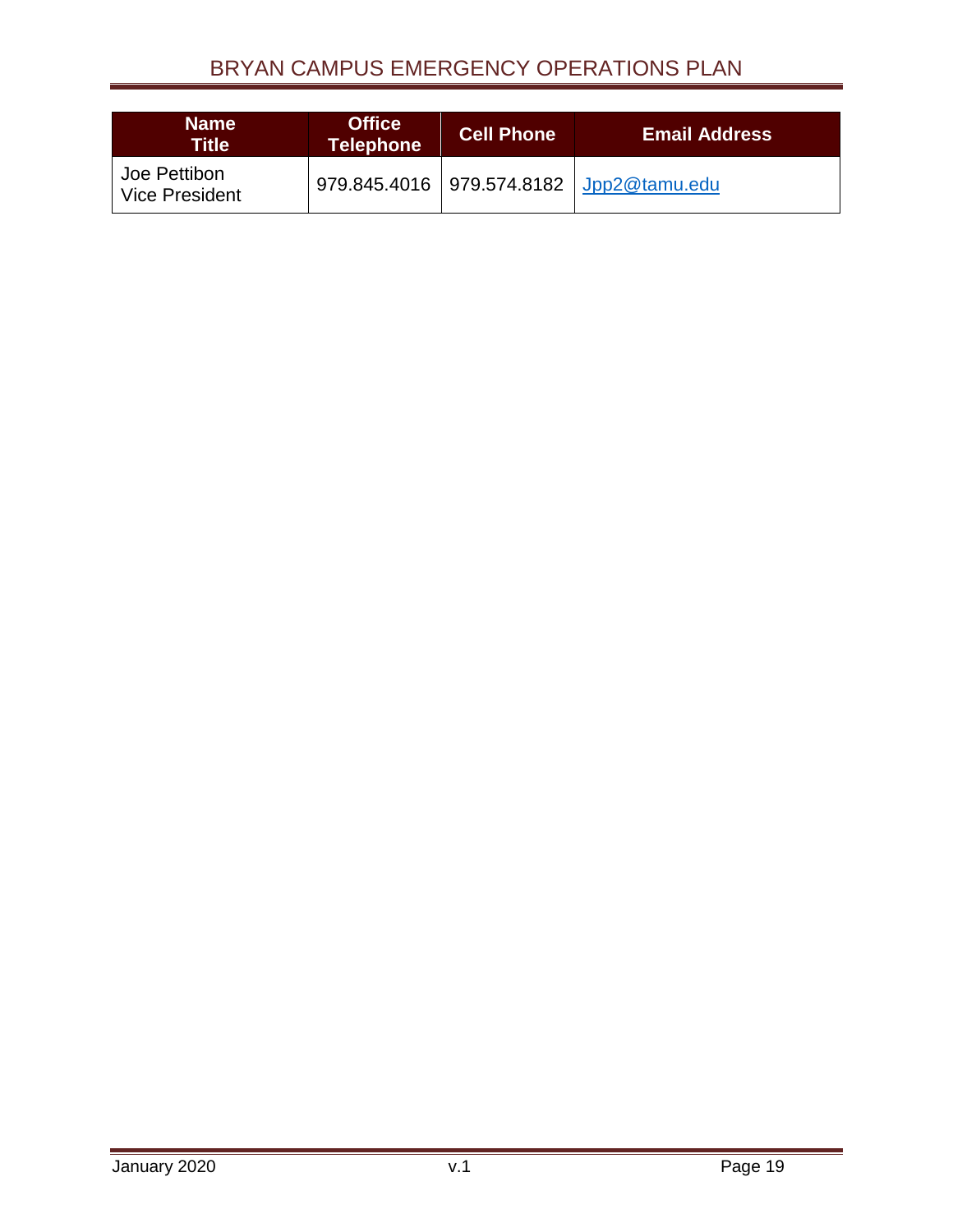| Name<br>Title | Office Telephone | Cell Phone | Email Address |
|---|---|---|---|
| Joe Pettibon<br>Vice President | 979.845.4016 | 979.574.8182 | Jpp2@tamu.edu |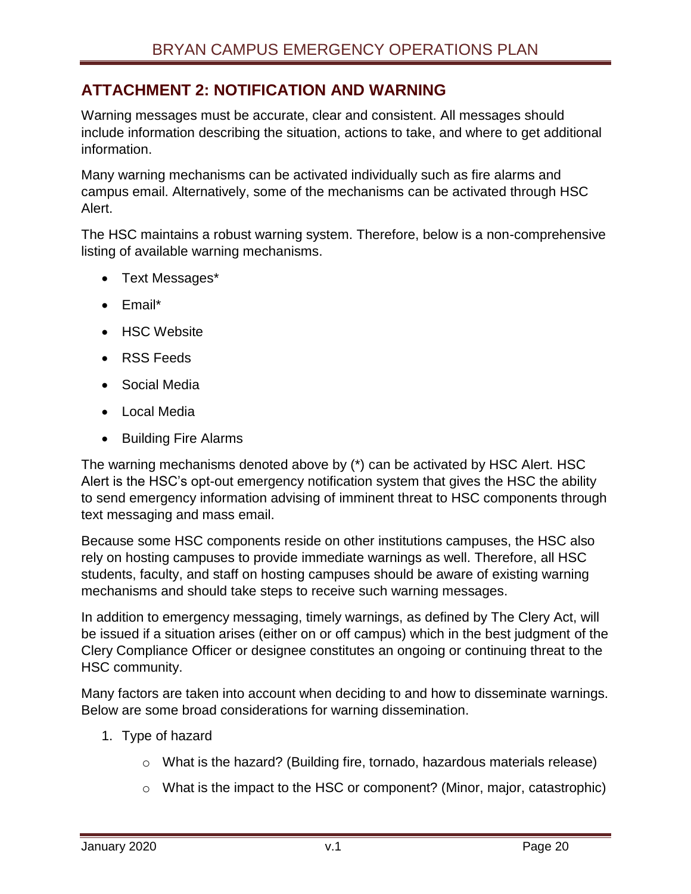## ATTACHMENT 2: NOTIFICATION AND WARNING

Warning messages must be accurate, clear and consistent. All messages should include information describing the situation, actions to take, and where to get additional information.

Many warning mechanisms can be activated individually such as fire alarms and campus email. Alternatively, some of the mechanisms can be activated through HSC Alert.

The HSC maintains a robust warning system. Therefore, below is a non-comprehensive listing of available warning mechanisms.

- Text Messages*
- Email*
- HSC Website
- RSS Feeds
- Social Media
- Local Media
- Building Fire Alarms

The warning mechanisms denoted above by (*) can be activated by HSC Alert. HSC Alert is the HSC's opt-out emergency notification system that gives the HSC the ability to send emergency information advising of imminent threat to HSC components through text messaging and mass email.

Because some HSC components reside on other institutions campuses, the HSC also rely on hosting campuses to provide immediate warnings as well. Therefore, all HSC students, faculty, and staff on hosting campuses should be aware of existing warning mechanisms and should take steps to receive such warning messages.

In addition to emergency messaging, timely warnings, as defined by The Clery Act, will be issued if a situation arises (either on or off campus) which in the best judgment of the Clery Compliance Officer or designee constitutes an ongoing or continuing threat to the HSC community.

Many factors are taken into account when deciding to and how to disseminate warnings. Below are some broad considerations for warning dissemination.

1. Type of hazard
   - What is the hazard? (Building fire, tornado, hazardous materials release)
   - What is the impact to the HSC or component? (Minor, major, catastrophic)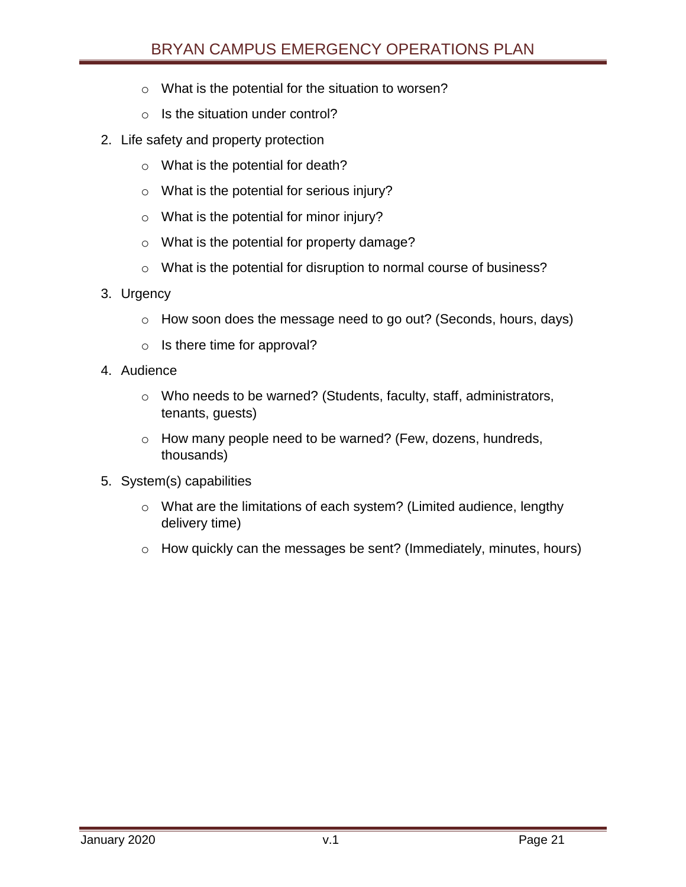- What is the potential for the situation to worsen?
   - Is the situation under control?

2. Life safety and property protection
   - What is the potential for death?
   - What is the potential for serious injury?
   - What is the potential for minor injury?
   - What is the potential for property damage?
   - What is the potential for disruption to normal course of business?

3. Urgency
   - How soon does the message need to go out? (Seconds, hours, days)
   - Is there time for approval?

4. Audience
   - Who needs to be warned? (Students, faculty, staff, administrators, tenants, guests)
   - How many people need to be warned? (Few, dozens, hundreds, thousands)

5. System(s) capabilities
   - What are the limitations of each system? (Limited audience, lengthy delivery time)
   - How quickly can the messages be sent? (Immediately, minutes, hours)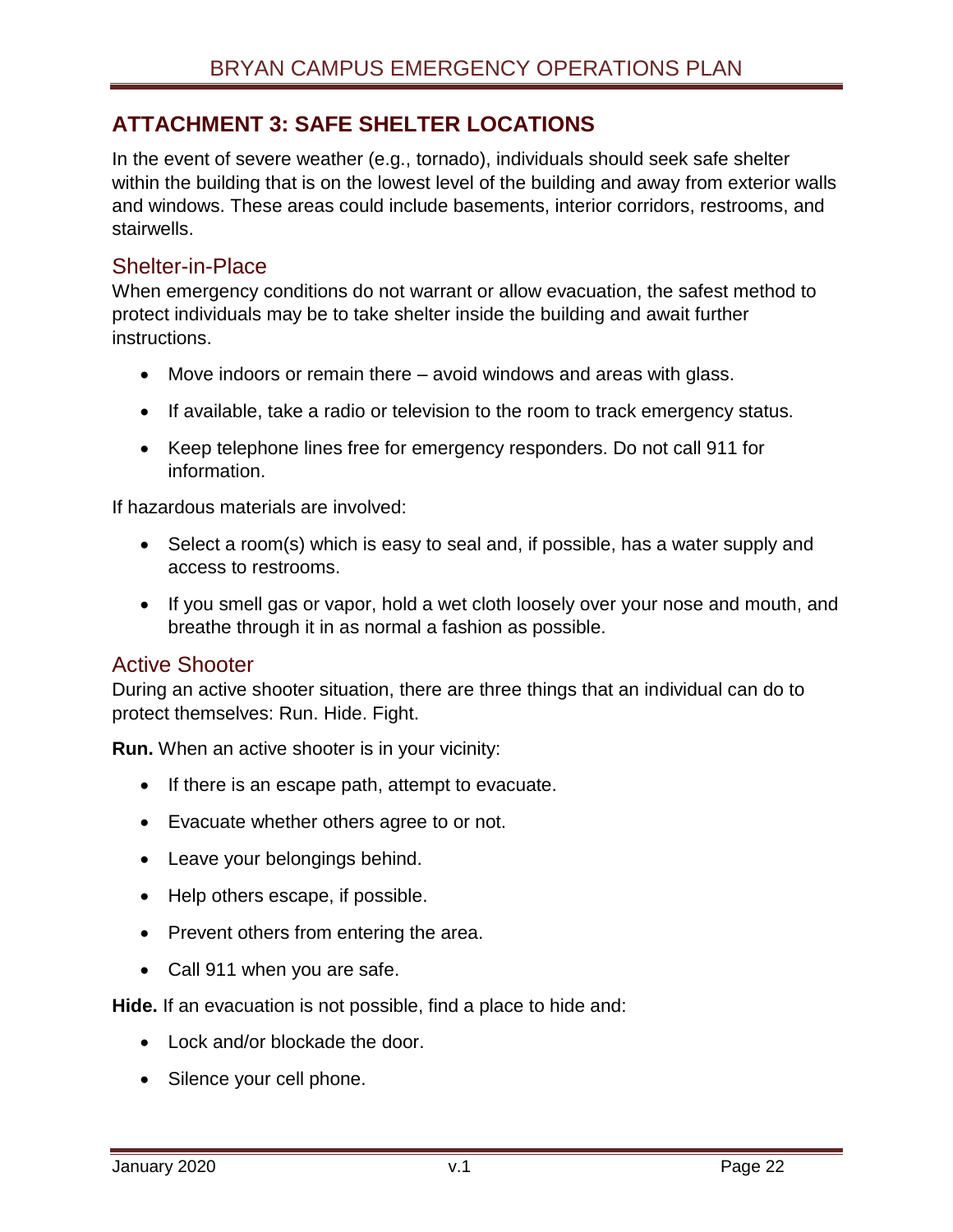## ATTACHMENT 3: SAFE SHELTER LOCATIONS

In the event of severe weather (e.g., tornado), individuals should seek safe shelter within the building that is on the lowest level of the building and away from exterior walls and windows. These areas could include basements, interior corridors, restrooms, and stairwells.

### Shelter-in-Place

When emergency conditions do not warrant or allow evacuation, the safest method to protect individuals may be to take shelter inside the building and await further instructions.

- Move indoors or remain there – avoid windows and areas with glass.
- If available, take a radio or television to the room to track emergency status.
- Keep telephone lines free for emergency responders. Do not call 911 for information.

If hazardous materials are involved:

- Select a room(s) which is easy to seal and, if possible, has a water supply and access to restrooms.
- If you smell gas or vapor, hold a wet cloth loosely over your nose and mouth, and breathe through it in as normal a fashion as possible.

### Active Shooter

During an active shooter situation, there are three things that an individual can do to protect themselves: Run. Hide. Fight.

**Run.** When an active shooter is in your vicinity:

- If there is an escape path, attempt to evacuate.
- Evacuate whether others agree to or not.
- Leave your belongings behind.
- Help others escape, if possible.
- Prevent others from entering the area.
- Call 911 when you are safe.

**Hide.** If an evacuation is not possible, find a place to hide and:

- Lock and/or blockade the door.
- Silence your cell phone.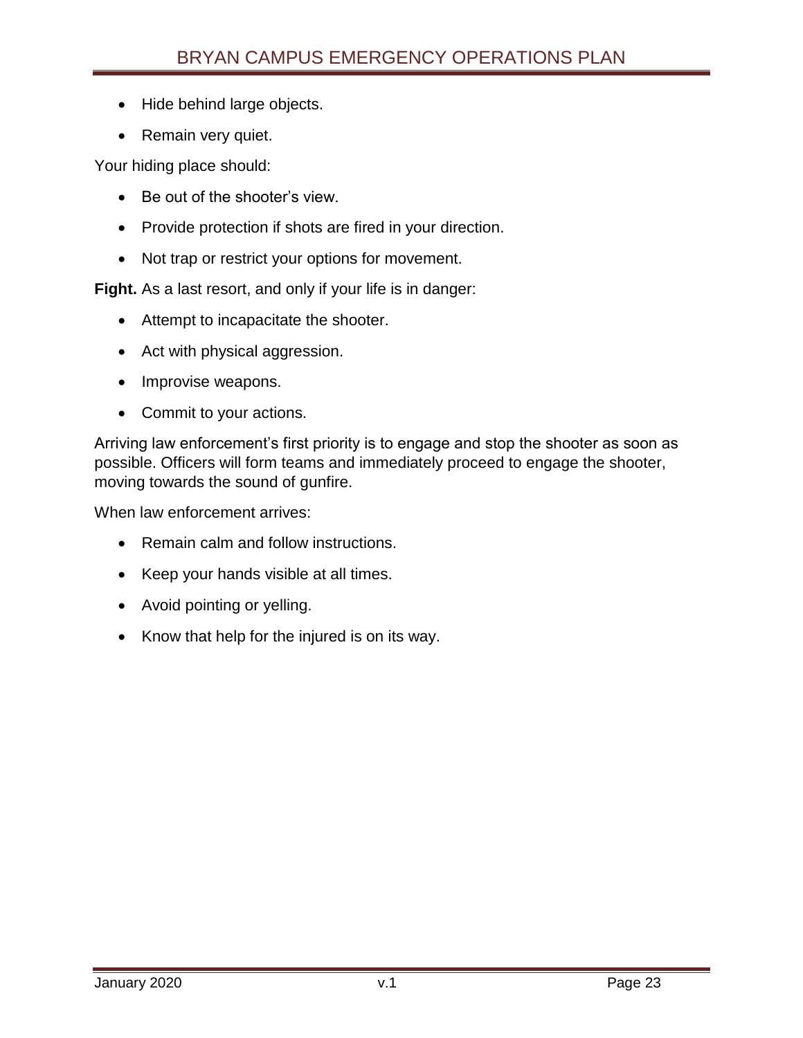- Hide behind large objects.
- Remain very quiet.

Your hiding place should:

- Be out of the shooter's view.
- Provide protection if shots are fired in your direction.
- Not trap or restrict your options for movement.

**Fight.** As a last resort, and only if your life is in danger:

- Attempt to incapacitate the shooter.
- Act with physical aggression.
- Improvise weapons.
- Commit to your actions.

Arriving law enforcement's first priority is to engage and stop the shooter as soon as possible. Officers will form teams and immediately proceed to engage the shooter, moving towards the sound of gunfire.

When law enforcement arrives:

- Remain calm and follow instructions.
- Keep your hands visible at all times.
- Avoid pointing or yelling.
- Know that help for the injured is on its way.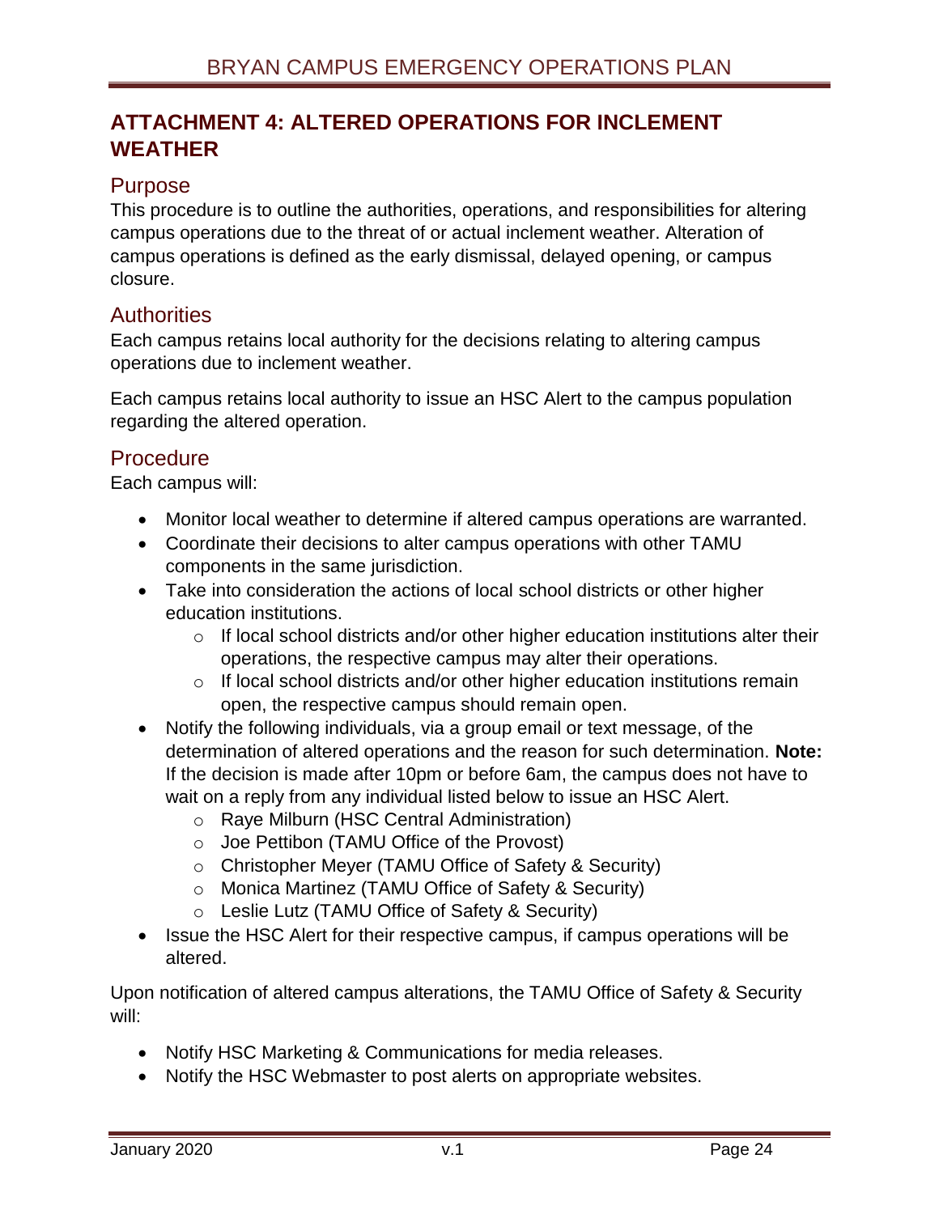## ATTACHMENT 4: ALTERED OPERATIONS FOR INCLEMENT WEATHER

### Purpose

This procedure is to outline the authorities, operations, and responsibilities for altering campus operations due to the threat of or actual inclement weather. Alteration of campus operations is defined as the early dismissal, delayed opening, or campus closure.

### Authorities

Each campus retains local authority for the decisions relating to altering campus operations due to inclement weather.

Each campus retains local authority to issue an HSC Alert to the campus population regarding the altered operation.

### Procedure

Each campus will:

- Monitor local weather to determine if altered campus operations are warranted.
- Coordinate their decisions to alter campus operations with other TAMU components in the same jurisdiction.
- Take into consideration the actions of local school districts or other higher education institutions.
  - If local school districts and/or other higher education institutions alter their operations, the respective campus may alter their operations.
  - If local school districts and/or other higher education institutions remain open, the respective campus should remain open.
- Notify the following individuals, via a group email or text message, of the determination of altered operations and the reason for such determination. **Note:** If the decision is made after 10pm or before 6am, the campus does not have to wait on a reply from any individual listed below to issue an HSC Alert.
  - Raye Milburn (HSC Central Administration)
  - Joe Pettibon (TAMU Office of the Provost)
  - Christopher Meyer (TAMU Office of Safety & Security)
  - Monica Martinez (TAMU Office of Safety & Security)
  - Leslie Lutz (TAMU Office of Safety & Security)
- Issue the HSC Alert for their respective campus, if campus operations will be altered.

Upon notification of altered campus alterations, the TAMU Office of Safety & Security will:

- Notify HSC Marketing & Communications for media releases.
- Notify the HSC Webmaster to post alerts on appropriate websites.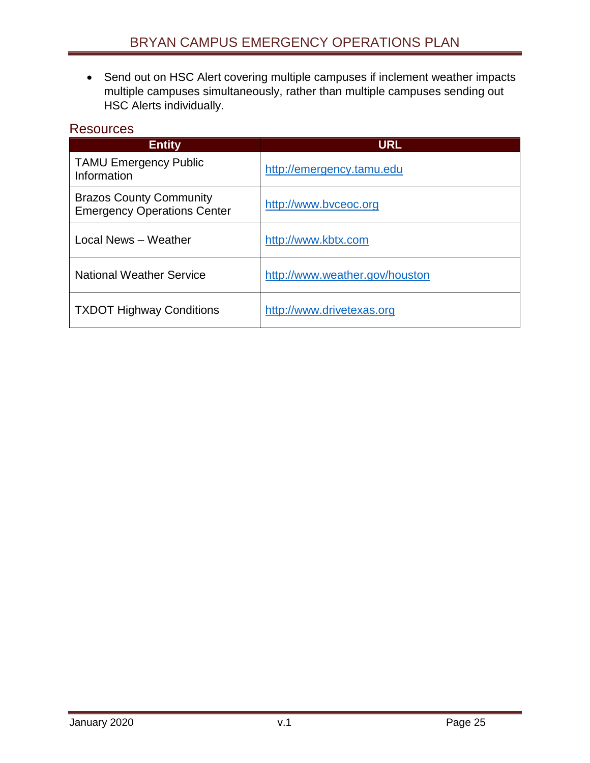- Send out on HSC Alert covering multiple campuses if inclement weather impacts multiple campuses simultaneously, rather than multiple campuses sending out HSC Alerts individually.

## Resources

| Entity | URL |
| --- | --- |
| TAMU Emergency Public Information | http://emergency.tamu.edu |
| Brazos County Community Emergency Operations Center | http://www.bvceoc.org |
| Local News – Weather | http://www.kbtx.com |
| National Weather Service | http://www.weather.gov/houston |
| TXDOT Highway Conditions | http://www.drivetexas.org |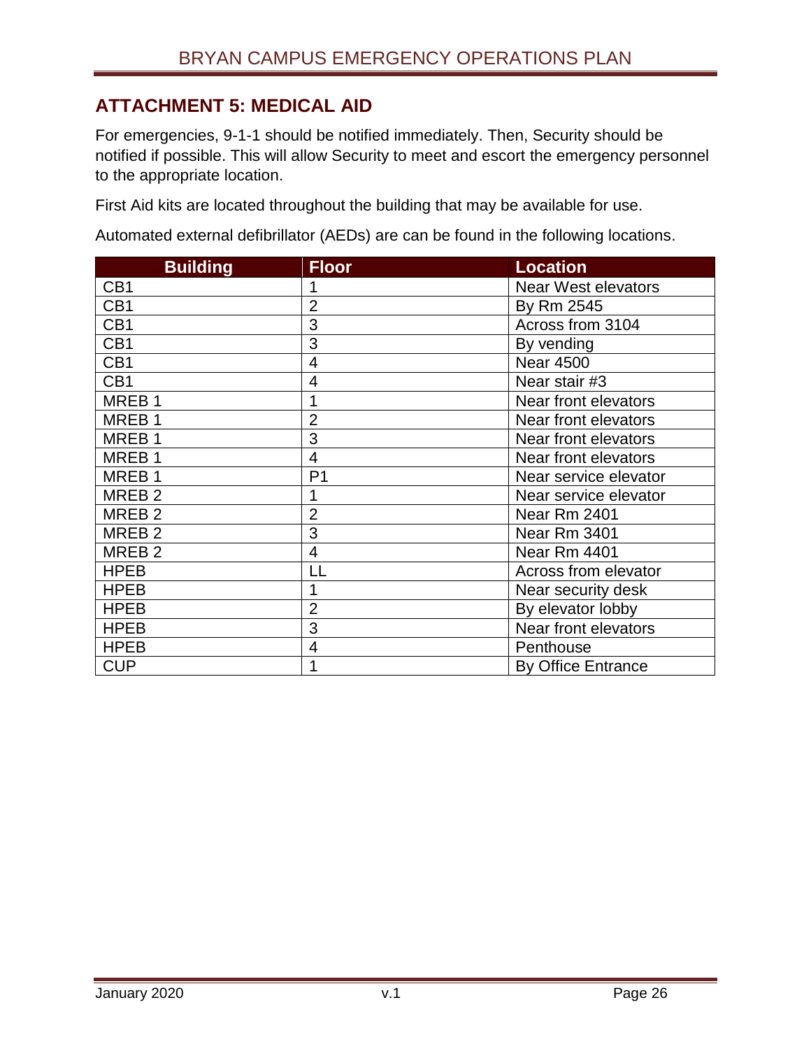## ATTACHMENT 5: MEDICAL AID

For emergencies, 9-1-1 should be notified immediately. Then, Security should be notified if possible. This will allow Security to meet and escort the emergency personnel to the appropriate location.

First Aid kits are located throughout the building that may be available for use.

Automated external defibrillator (AEDs) are can be found in the following locations.

| Building | Floor | Location |
|---|---|---|
| CB1 | 1 | Near West elevators |
| CB1 | 2 | By Rm 2545 |
| CB1 | 3 | Across from 3104 |
| CB1 | 3 | By vending |
| CB1 | 4 | Near 4500 |
| CB1 | 4 | Near stair #3 |
| MREB 1 | 1 | Near front elevators |
| MREB 1 | 2 | Near front elevators |
| MREB 1 | 3 | Near front elevators |
| MREB 1 | 4 | Near front elevators |
| MREB 1 | P1 | Near service elevator |
| MREB 2 | 1 | Near service elevator |
| MREB 2 | 2 | Near Rm 2401 |
| MREB 2 | 3 | Near Rm 3401 |
| MREB 2 | 4 | Near Rm 4401 |
| HPEB | LL | Across from elevator |
| HPEB | 1 | Near security desk |
| HPEB | 2 | By elevator lobby |
| HPEB | 3 | Near front elevators |
| HPEB | 4 | Penthouse |
| CUP | 1 | By Office Entrance |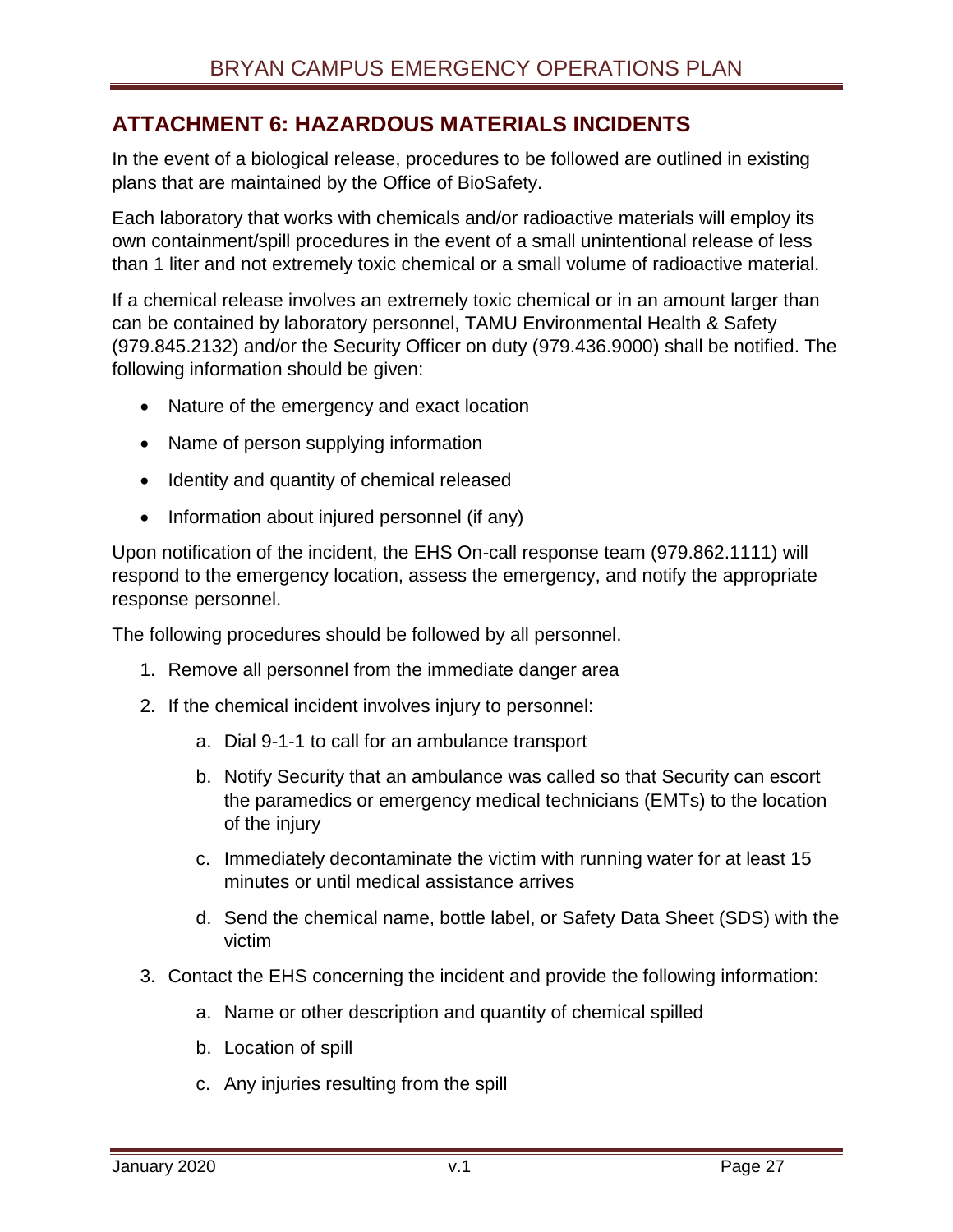## ATTACHMENT 6: HAZARDOUS MATERIALS INCIDENTS

In the event of a biological release, procedures to be followed are outlined in existing plans that are maintained by the Office of BioSafety.

Each laboratory that works with chemicals and/or radioactive materials will employ its own containment/spill procedures in the event of a small unintentional release of less than 1 liter and not extremely toxic chemical or a small volume of radioactive material.

If a chemical release involves an extremely toxic chemical or in an amount larger than can be contained by laboratory personnel, TAMU Environmental Health & Safety (979.845.2132) and/or the Security Officer on duty (979.436.9000) shall be notified. The following information should be given:

- Nature of the emergency and exact location
- Name of person supplying information
- Identity and quantity of chemical released
- Information about injured personnel (if any)

Upon notification of the incident, the EHS On-call response team (979.862.1111) will respond to the emergency location, assess the emergency, and notify the appropriate response personnel.

The following procedures should be followed by all personnel.

1. Remove all personnel from the immediate danger area
2. If the chemical incident involves injury to personnel:
   a. Dial 9-1-1 to call for an ambulance transport
   b. Notify Security that an ambulance was called so that Security can escort the paramedics or emergency medical technicians (EMTs) to the location of the injury
   c. Immediately decontaminate the victim with running water for at least 15 minutes or until medical assistance arrives
   d. Send the chemical name, bottle label, or Safety Data Sheet (SDS) with the victim
3. Contact the EHS concerning the incident and provide the following information:
   a. Name or other description and quantity of chemical spilled
   b. Location of spill
   c. Any injuries resulting from the spill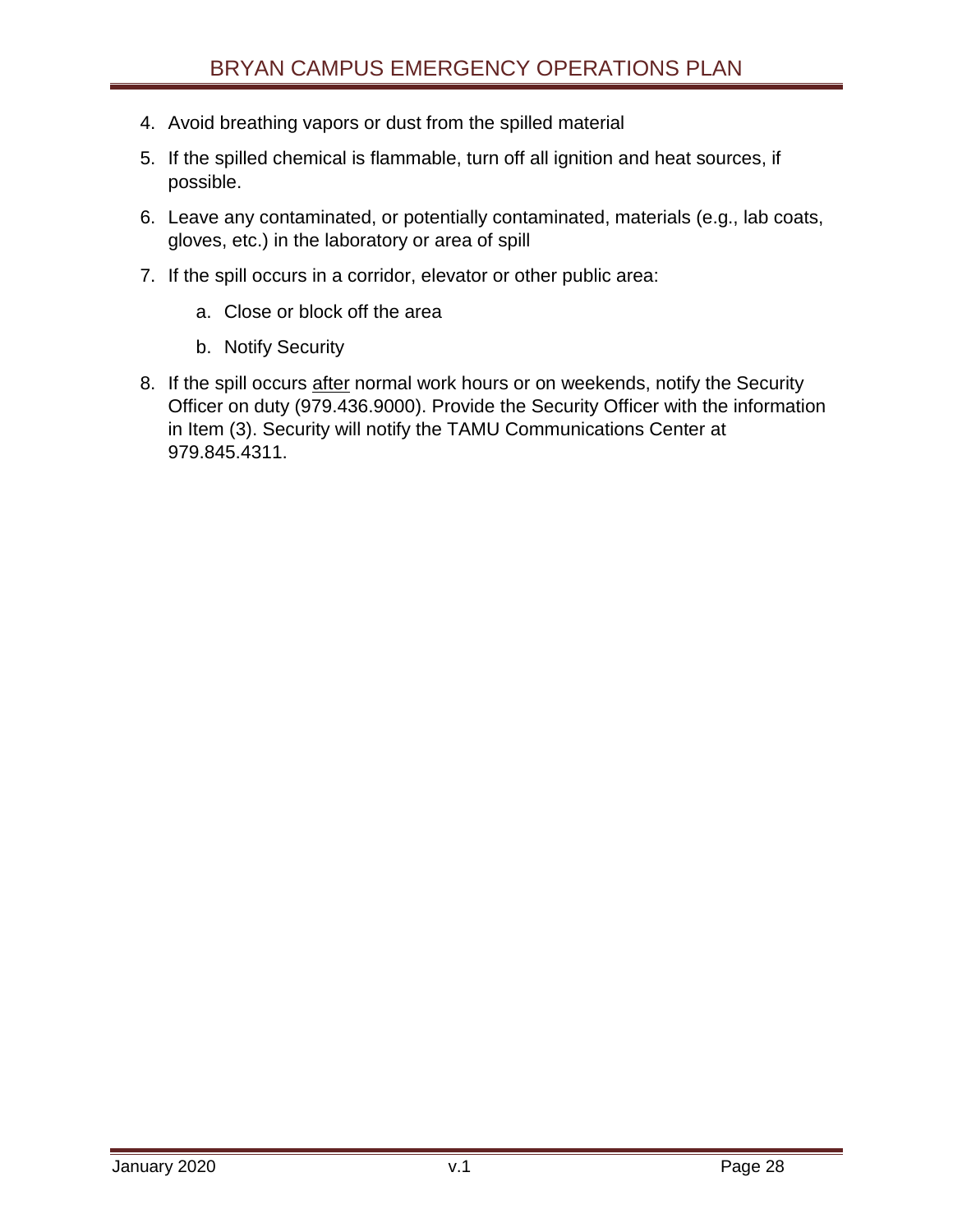4. Avoid breathing vapors or dust from the spilled material
5. If the spilled chemical is flammable, turn off all ignition and heat sources, if possible.
6. Leave any contaminated, or potentially contaminated, materials (e.g., lab coats, gloves, etc.) in the laboratory or area of spill
7. If the spill occurs in a corridor, elevator or other public area:
   a. Close or block off the area
   b. Notify Security
8. If the spill occurs <u>after</u> normal work hours or on weekends, notify the Security Officer on duty (979.436.9000). Provide the Security Officer with the information in Item (3). Security will notify the TAMU Communications Center at 979.845.4311.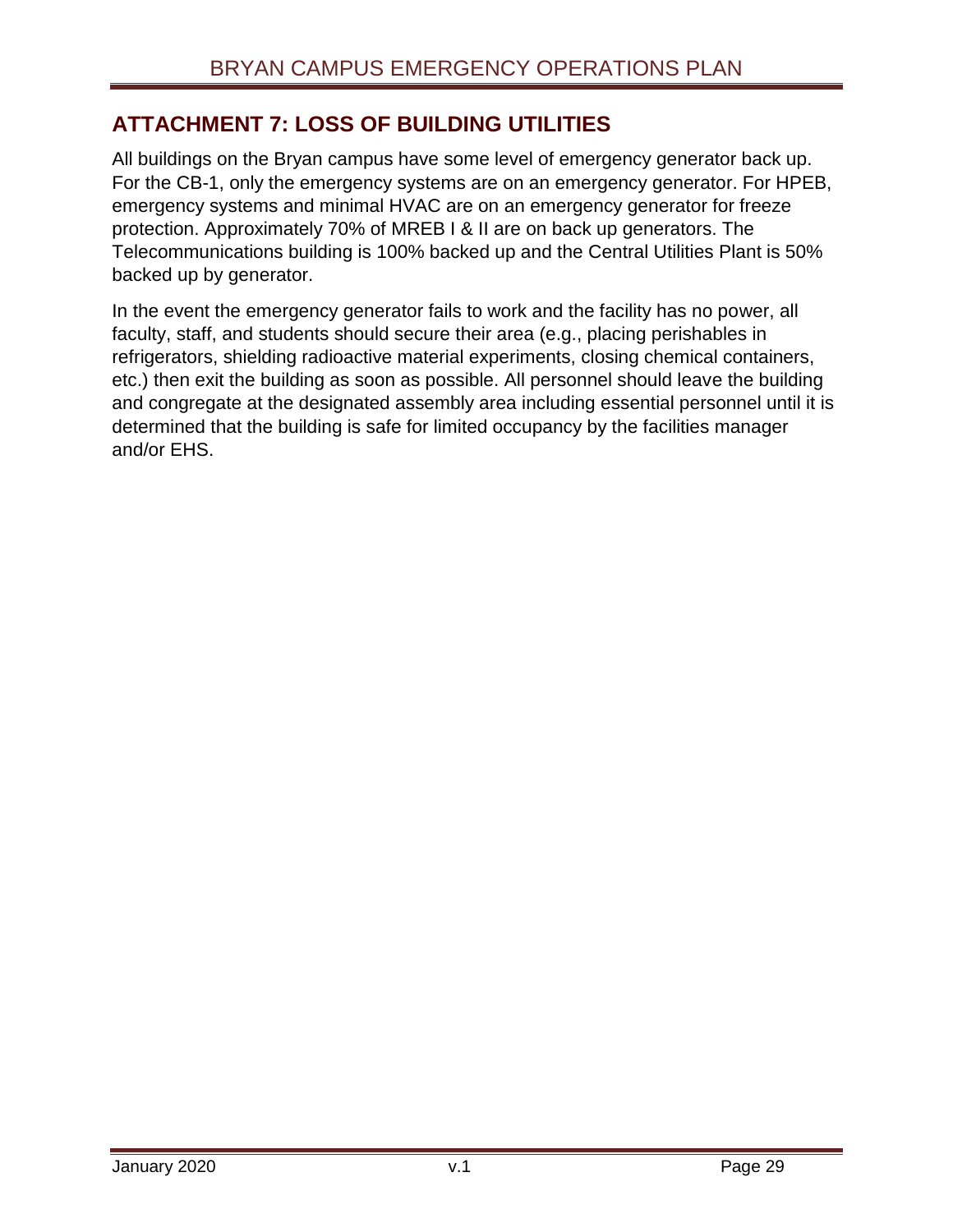## ATTACHMENT 7: LOSS OF BUILDING UTILITIES

All buildings on the Bryan campus have some level of emergency generator back up. For the CB-1, only the emergency systems are on an emergency generator. For HPEB, emergency systems and minimal HVAC are on an emergency generator for freeze protection. Approximately 70% of MREB I & II are on back up generators. The Telecommunications building is 100% backed up and the Central Utilities Plant is 50% backed up by generator.

In the event the emergency generator fails to work and the facility has no power, all faculty, staff, and students should secure their area (e.g., placing perishables in refrigerators, shielding radioactive material experiments, closing chemical containers, etc.) then exit the building as soon as possible. All personnel should leave the building and congregate at the designated assembly area including essential personnel until it is determined that the building is safe for limited occupancy by the facilities manager and/or EHS.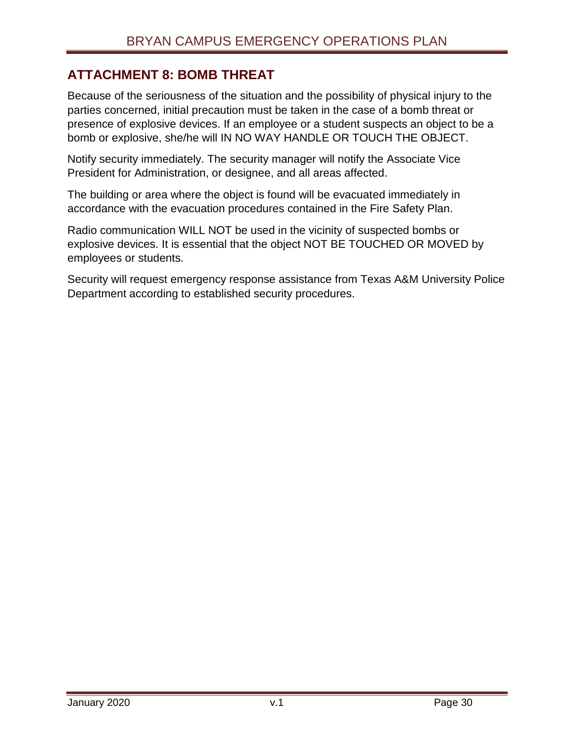## ATTACHMENT 8: BOMB THREAT

Because of the seriousness of the situation and the possibility of physical injury to the parties concerned, initial precaution must be taken in the case of a bomb threat or presence of explosive devices. If an employee or a student suspects an object to be a bomb or explosive, she/he will IN NO WAY HANDLE OR TOUCH THE OBJECT.

Notify security immediately. The security manager will notify the Associate Vice President for Administration, or designee, and all areas affected.

The building or area where the object is found will be evacuated immediately in accordance with the evacuation procedures contained in the Fire Safety Plan.

Radio communication WILL NOT be used in the vicinity of suspected bombs or explosive devices. It is essential that the object NOT BE TOUCHED OR MOVED by employees or students.

Security will request emergency response assistance from Texas A&M University Police Department according to established security procedures.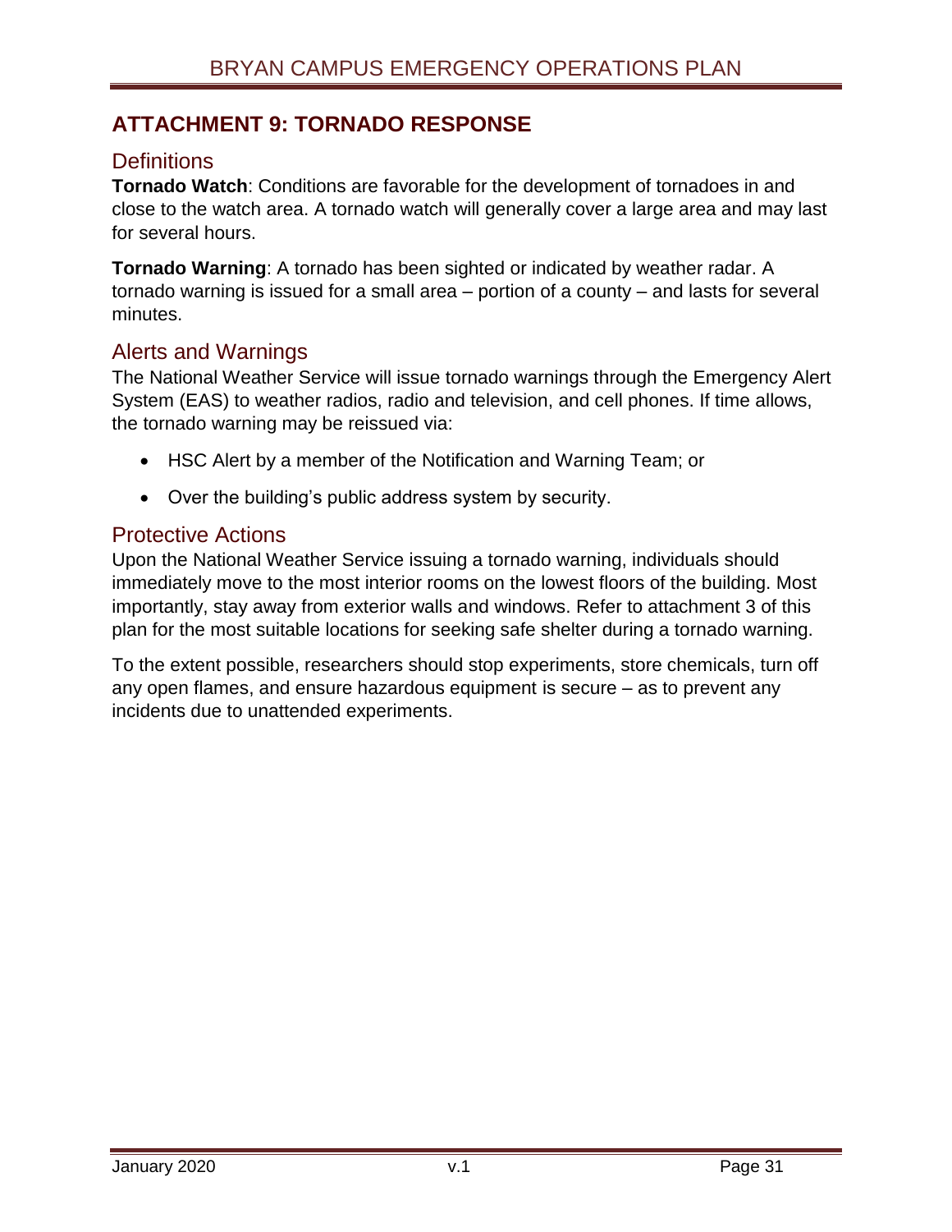## ATTACHMENT 9: TORNADO RESPONSE

### Definitions

**Tornado Watch**: Conditions are favorable for the development of tornadoes in and close to the watch area. A tornado watch will generally cover a large area and may last for several hours.

**Tornado Warning**: A tornado has been sighted or indicated by weather radar. A tornado warning is issued for a small area – portion of a county – and lasts for several minutes.

### Alerts and Warnings

The National Weather Service will issue tornado warnings through the Emergency Alert System (EAS) to weather radios, radio and television, and cell phones. If time allows, the tornado warning may be reissued via:

- HSC Alert by a member of the Notification and Warning Team; or
- Over the building's public address system by security.

### Protective Actions

Upon the National Weather Service issuing a tornado warning, individuals should immediately move to the most interior rooms on the lowest floors of the building. Most importantly, stay away from exterior walls and windows. Refer to attachment 3 of this plan for the most suitable locations for seeking safe shelter during a tornado warning.

To the extent possible, researchers should stop experiments, store chemicals, turn off any open flames, and ensure hazardous equipment is secure – as to prevent any incidents due to unattended experiments.